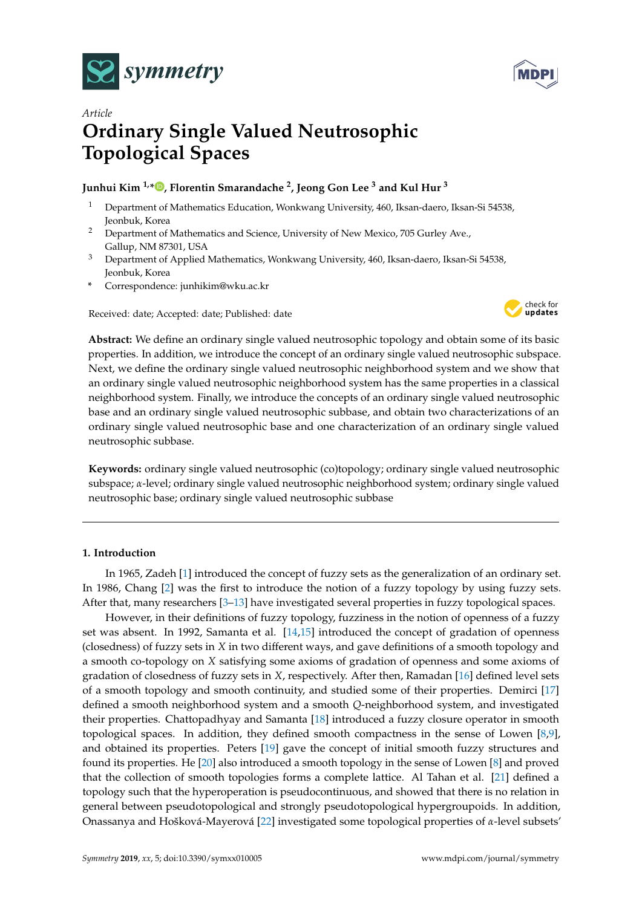*Article*

# Ordinary Single Valued Neutrosophic Topological Spaces

**Junhui Kim [1,*], Florentin Smarandache [2], Jeong Gon Lee [3] and Kul Hur [3]**

1. Department of Mathematics Education, Wonkwang University, 460, Iksan-daero, Iksan-Si 54538, Jeonbuk, Korea
2. Department of Mathematics and Science, University of New Mexico, 705 Gurley Ave., Gallup, NM 87301, USA
3. Department of Applied Mathematics, Wonkwang University, 460, Iksan-daero, Iksan-Si 54538, Jeonbuk, Korea

\* Correspondence: junhikim@wku.ac.kr

Received: date; Accepted: date; Published: date

**Abstract:** We define an ordinary single valued neutrosophic topology and obtain some of its basic properties. In addition, we introduce the concept of an ordinary single valued neutrosophic subspace. Next, we define the ordinary single valued neutrosophic neighborhood system and we show that an ordinary single valued neutrosophic neighborhood system has the same properties in a classical neighborhood system. Finally, we introduce the concepts of an ordinary single valued neutrosophic base and an ordinary single valued neutrosophic subbase, and obtain two characterizations of an ordinary single valued neutrosophic base and one characterization of an ordinary single valued neutrosophic subbase.

**Keywords:** ordinary single valued neutrosophic (co)topology; ordinary single valued neutrosophic subspace; $\alpha$-level; ordinary single valued neutrosophic neighborhood system; ordinary single valued neutrosophic base; ordinary single valued neutrosophic subbase

## 1. Introduction

In 1965, Zadeh [1] introduced the concept of fuzzy sets as the generalization of an ordinary set. In 1986, Chang [2] was the first to introduce the notion of a fuzzy topology by using fuzzy sets. After that, many researchers [3–13] have investigated several properties in fuzzy topological spaces.

However, in their definitions of fuzzy topology, fuzziness in the notion of openness of a fuzzy set was absent. In 1992, Samanta et al. [14,15] introduced the concept of gradation of openness (closedness) of fuzzy sets in $X$ in two different ways, and gave definitions of a smooth topology and a smooth co-topology on $X$ satisfying some axioms of gradation of openness and some axioms of gradation of closedness of fuzzy sets in $X$, respectively. After then, Ramadan [16] defined level sets of a smooth topology and smooth continuity, and studied some of their properties. Demirci [17] defined a smooth neighborhood system and a smooth $Q$-neighborhood system, and investigated their properties. Chattopadhyay and Samanta [18] introduced a fuzzy closure operator in smooth topological spaces. In addition, they defined smooth compactness in the sense of Lowen [8,9], and obtained its properties. Peters [19] gave the concept of initial smooth fuzzy structures and found its properties. He [20] also introduced a smooth topology in the sense of Lowen [8] and proved that the collection of smooth topologies forms a complete lattice. Al Tahan et al. [21] defined a topology such that the hyperoperation is pseudocontinuous, and showed that there is no relation in general between pseudotopological and strongly pseudotopological hypergroupoids. In addition, Onassanya and Hošková-Mayerová [22] investigated some topological properties of $\alpha$-level subsets'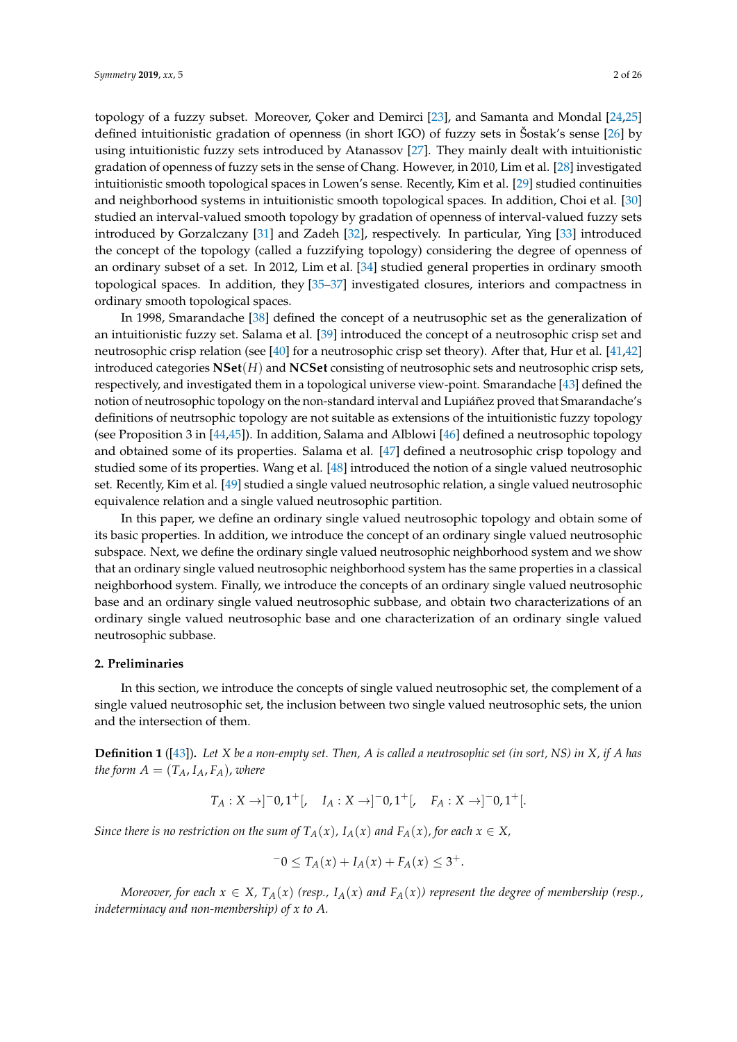topology of a fuzzy subset. Moreover, Çoker and Demirci [23], and Samanta and Mondal [24,25] defined intuitionistic gradation of openness (in short IGO) of fuzzy sets in Šostak's sense [26] by using intuitionistic fuzzy sets introduced by Atanassov [27]. They mainly dealt with intuitionistic gradation of openness of fuzzy sets in the sense of Chang. However, in 2010, Lim et al. [28] investigated intuitionistic smooth topological spaces in Lowen's sense. Recently, Kim et al. [29] studied continuities and neighborhood systems in intuitionistic smooth topological spaces. In addition, Choi et al. [30] studied an interval-valued smooth topology by gradation of openness of interval-valued fuzzy sets introduced by Gorzalczany [31] and Zadeh [32], respectively. In particular, Ying [33] introduced the concept of the topology (called a fuzzifying topology) considering the degree of openness of an ordinary subset of a set. In 2012, Lim et al. [34] studied general properties in ordinary smooth topological spaces. In addition, they [35–37] investigated closures, interiors and compactness in ordinary smooth topological spaces.

In 1998, Smarandache [38] defined the concept of a neutrusophic set as the generalization of an intuitionistic fuzzy set. Salama et al. [39] introduced the concept of a neutrosophic crisp set and neutrosophic crisp relation (see [40] for a neutrosophic crisp set theory). After that, Hur et al. [41,42] introduced categories **NSet**$(H)$ and **NCSet** consisting of neutrosophic sets and neutrosophic crisp sets, respectively, and investigated them in a topological universe view-point. Smarandache [43] defined the notion of neutrosophic topology on the non-standard interval and Lupiáñez proved that Smarandache's definitions of neutrsophic topology are not suitable as extensions of the intuitionistic fuzzy topology (see Proposition 3 in [44,45]). In addition, Salama and Alblowi [46] defined a neutrosophic topology and obtained some of its properties. Salama et al. [47] defined a neutrosophic crisp topology and studied some of its properties. Wang et al. [48] introduced the notion of a single valued neutrosophic set. Recently, Kim et al. [49] studied a single valued neutrosophic relation, a single valued neutrosophic equivalence relation and a single valued neutrosophic partition.

In this paper, we define an ordinary single valued neutrosophic topology and obtain some of its basic properties. In addition, we introduce the concept of an ordinary single valued neutrosophic subspace. Next, we define the ordinary single valued neutrosophic neighborhood system and we show that an ordinary single valued neutrosophic neighborhood system has the same properties in a classical neighborhood system. Finally, we introduce the concepts of an ordinary single valued neutrosophic base and an ordinary single valued neutrosophic subbase, and obtain two characterizations of an ordinary single valued neutrosophic base and one characterization of an ordinary single valued neutrosophic subbase.

## 2. Preliminaries

In this section, we introduce the concepts of single valued neutrosophic set, the complement of a single valued neutrosophic set, the inclusion between two single valued neutrosophic sets, the union and the intersection of them.

**Definition 1** ([43]). *Let $X$ be a non-empty set. Then, $A$ is called a neutrosophic set (in sort, NS) in $X$, if $A$ has the form $A = (T_A, I_A, F_A)$, where*

$$T_A : X \to ]^-0, 1^+[, \quad I_A : X \to ]^-0, 1^+[, \quad F_A : X \to ]^-0, 1^+[.$$

*Since there is no restriction on the sum of $T_A(x)$, $I_A(x)$ and $F_A(x)$, for each $x \in X$,*

$$^-0 \leq T_A(x) + I_A(x) + F_A(x) \leq 3^+.$$

*Moreover, for each $x \in X$, $T_A(x)$ (resp., $I_A(x)$ and $F_A(x)$) represent the degree of membership (resp., indeterminacy and non-membership) of $x$ to $A$.*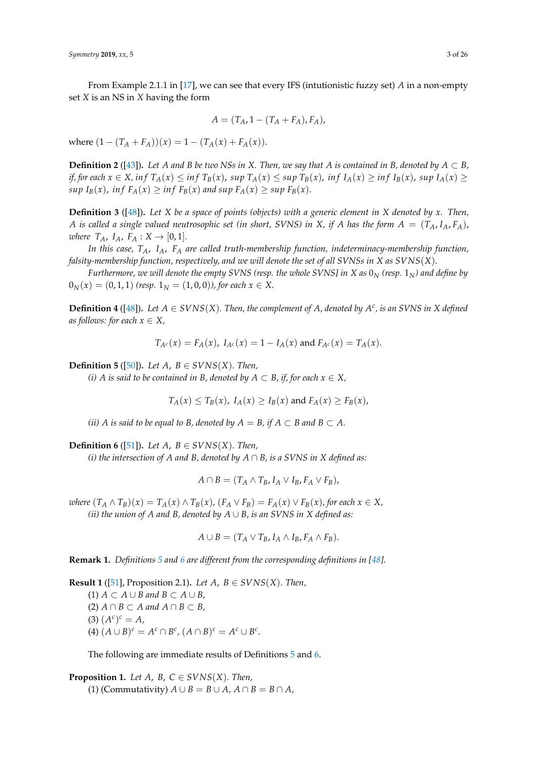From Example 2.1.1 in [17], we can see that every IFS (intutionistic fuzzy set) $A$ in a non-empty set $X$ is an NS in $X$ having the form

$$A = (T_A, 1 - (T_A + F_A), F_A),$$

where $(1 - (T_A + F_A))(x) = 1 - (T_A(x) + F_A(x))$.

**Definition 2** ([43]). *Let $A$ and $B$ be two NSs in $X$. Then, we say that $A$ is contained in $B$, denoted by $A \subset B$, if, for each $x \in X$, $inf\ T_A(x) \leq inf\ T_B(x)$, $sup\ T_A(x) \leq sup\ T_B(x)$, $inf\ I_A(x) \geq inf\ I_B(x)$, $sup\ I_A(x) \geq sup\ I_B(x)$, $inf\ F_A(x) \geq inf\ F_B(x)$ and $sup\ F_A(x) \geq sup\ F_B(x)$.*

**Definition 3** ([48]). *Let $X$ be a space of points (objects) with a generic element in $X$ denoted by $x$. Then, $A$ is called a single valued neutrosophic set (in short, SVNS) in $X$, if $A$ has the form $A = (T_A, I_A, F_A)$, where $T_A$, $I_A$, $F_A : X \to [0, 1]$.*

*In this case, $T_A$, $I_A$, $F_A$ are called truth-membership function, indeterminacy-membership function, falsity-membership function, respectively, and we will denote the set of all SVNSs in $X$ as $SVNS(X)$.*

*Furthermore, we will denote the empty SVNS (resp. the whole SVNS] in $X$ as $0_N$ (resp. $1_N$) and define by $0_N(x) = (0, 1, 1)$ (resp. $1_N = (1, 0, 0)$), for each $x \in X$.*

**Definition 4** ([48]). *Let $A \in SVNS(X)$. Then, the complement of $A$, denoted by $A^c$, is an SVNS in $X$ defined as follows: for each $x \in X$,*

$$T_{A^c}(x) = F_A(x),\ I_{A^c}(x) = 1 - I_A(x) \text{ and } F_{A^c}(x) = T_A(x).$$

**Definition 5** ([50]). *Let $A$, $B \in SVNS(X)$. Then,*

*(i) $A$ is said to be contained in $B$, denoted by $A \subset B$, if, for each $x \in X$,*

$$T_A(x) \leq T_B(x),\ I_A(x) \geq I_B(x) \text{ and } F_A(x) \geq F_B(x),$$

*(ii) $A$ is said to be equal to $B$, denoted by $A = B$, if $A \subset B$ and $B \subset A$.*

**Definition 6** ([51]). *Let $A$, $B \in SVNS(X)$. Then,*

*(i) the intersection of $A$ and $B$, denoted by $A \cap B$, is a SVNS in $X$ defined as:*

$$A \cap B = (T_A \wedge T_B, I_A \vee I_B, F_A \vee F_B),$$

*where $(T_A \wedge T_B)(x) = T_A(x) \wedge T_B(x)$, $(F_A \vee F_B) = F_A(x) \vee F_B(x)$, for each $x \in X$,*

*(ii) the union of $A$ and $B$, denoted by $A \cup B$, is an SVNS in $X$ defined as:*

$$A \cup B = (T_A \vee T_B, I_A \wedge I_B, F_A \wedge F_B).$$

**Remark 1.** *Definitions 5 and 6 are different from the corresponding definitions in [48].*

**Result 1** ([51], Proposition 2.1). *Let $A$, $B \in SVNS(X)$. Then,*

(1) $A \subset A \cup B$ *and* $B \subset A \cup B$,

(2) $A \cap B \subset A$ *and* $A \cap B \subset B$,

(3) $(A^c)^c = A$,

(4) $(A \cup B)^c = A^c \cap B^c$, $(A \cap B)^c = A^c \cup B^c$.

The following are immediate results of Definitions 5 and 6.

**Proposition 1.** *Let $A$, $B$, $C \in SVNS(X)$. Then,*

(1) (Commutativity) $A \cup B = B \cup A$, $A \cap B = B \cap A$,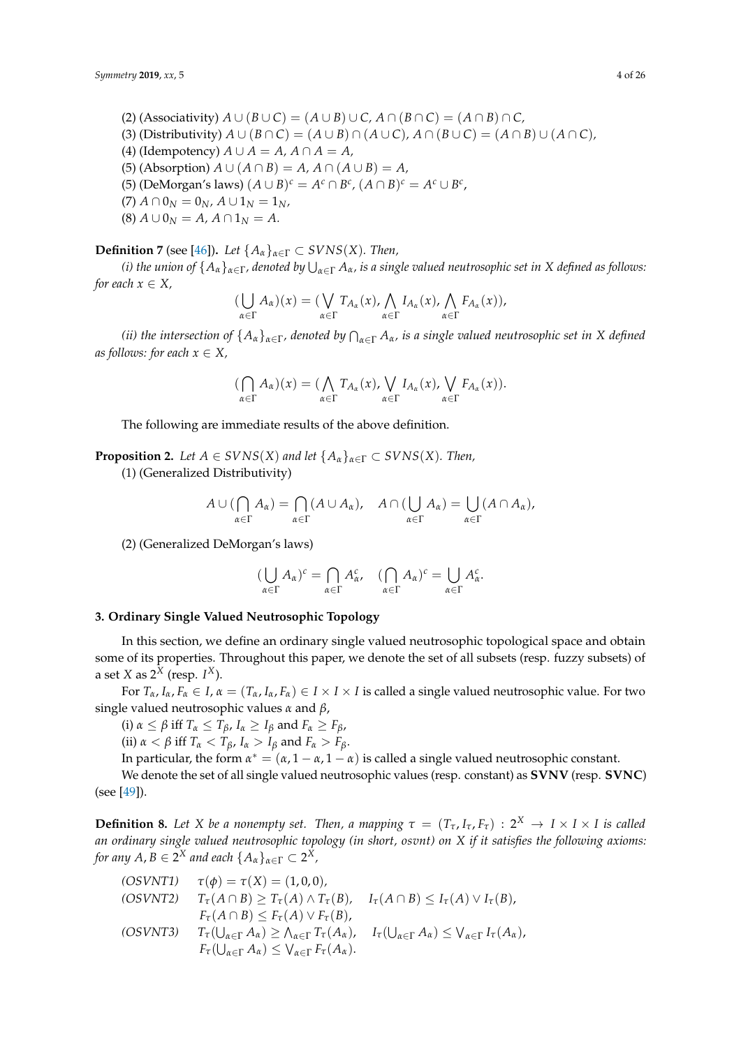(2) (Associativity) $A \cup (B \cup C) = (A \cup B) \cup C$, $A \cap (B \cap C) = (A \cap B) \cap C$,

(3) (Distributivity) $A \cup (B \cap C) = (A \cup B) \cap (A \cup C)$, $A \cap (B \cup C) = (A \cap B) \cup (A \cap C)$,

(4) (Idempotency) $A \cup A = A$, $A \cap A = A$,

(5) (Absorption) $A \cup (A \cap B) = A$, $A \cap (A \cup B) = A$,

(5) (DeMorgan's laws) $(A \cup B)^c = A^c \cap B^c$, $(A \cap B)^c = A^c \cup B^c$,

(7) $A \cap 0_N = 0_N$, $A \cup 1_N = 1_N$,

(8) $A \cup 0_N = A$, $A \cap 1_N = A$.

**Definition 7** (see [46]). *Let $\{A_\alpha\}_{\alpha \in \Gamma} \subset SVNS(X)$. Then,*

*(i) the union of $\{A_\alpha\}_{\alpha \in \Gamma}$, denoted by $\bigcup_{\alpha \in \Gamma} A_\alpha$, is a single valued neutrosophic set in X defined as follows: for each $x \in X$,*

$$(\bigcup_{\alpha \in \Gamma} A_\alpha)(x) = (\bigvee_{\alpha \in \Gamma} T_{A_\alpha}(x), \bigwedge_{\alpha \in \Gamma} I_{A_\alpha}(x), \bigwedge_{\alpha \in \Gamma} F_{A_\alpha}(x)),$$

*(ii) the intersection of $\{A_\alpha\}_{\alpha \in \Gamma}$, denoted by $\bigcap_{\alpha \in \Gamma} A_\alpha$, is a single valued neutrosophic set in X defined as follows: for each $x \in X$,*

$$(\bigcap_{\alpha \in \Gamma} A_\alpha)(x) = (\bigwedge_{\alpha \in \Gamma} T_{A_\alpha}(x), \bigvee_{\alpha \in \Gamma} I_{A_\alpha}(x), \bigvee_{\alpha \in \Gamma} F_{A_\alpha}(x)).$$

The following are immediate results of the above definition.

**Proposition 2.** *Let $A \in SVNS(X)$ and let $\{A_\alpha\}_{\alpha \in \Gamma} \subset SVNS(X)$. Then,*

(1) (Generalized Distributivity)

$$A \cup (\bigcap_{\alpha \in \Gamma} A_\alpha) = \bigcap_{\alpha \in \Gamma} (A \cup A_\alpha), \quad A \cap (\bigcup_{\alpha \in \Gamma} A_\alpha) = \bigcup_{\alpha \in \Gamma} (A \cap A_\alpha),$$

(2) (Generalized DeMorgan's laws)

$$(\bigcup_{\alpha \in \Gamma} A_\alpha)^c = \bigcap_{\alpha \in \Gamma} A_\alpha^c, \quad (\bigcap_{\alpha \in \Gamma} A_\alpha)^c = \bigcup_{\alpha \in \Gamma} A_\alpha^c.$$

## 3. Ordinary Single Valued Neutrosophic Topology

In this section, we define an ordinary single valued neutrosophic topological space and obtain some of its properties. Throughout this paper, we denote the set of all subsets (resp. fuzzy subsets) of a set $X$ as $2^X$ (resp. $I^X$).

For $T_\alpha, I_\alpha, F_\alpha \in I$, $\alpha = (T_\alpha, I_\alpha, F_\alpha) \in I \times I \times I$ is called a single valued neutrosophic value. For two single valued neutrosophic values $\alpha$ and $\beta$,

(i) $\alpha \leq \beta$ iff $T_\alpha \leq T_\beta$, $I_\alpha \geq I_\beta$ and $F_\alpha \geq F_\beta$,

(ii) $\alpha < \beta$ iff $T_\alpha < T_\beta$, $I_\alpha > I_\beta$ and $F_\alpha > F_\beta$.

In particular, the form $\alpha^* = (\alpha, 1 - \alpha, 1 - \alpha)$ is called a single valued neutrosophic constant.

We denote the set of all single valued neutrosophic values (resp. constant) as **SVNV** (resp. **SVNC**) (see [49]).

**Definition 8.** *Let X be a nonempty set. Then, a mapping $\tau = (T_\tau, I_\tau, F_\tau) : 2^X \to I \times I \times I$ is called an ordinary single valued neutrosophic topology (in short, osvnt) on X if it satisfies the following axioms: for any $A, B \in 2^X$ and each $\{A_\alpha\}_{\alpha \in \Gamma} \subset 2^X$,*

*(OSVNT1)* $\tau(\phi) = \tau(X) = (1, 0, 0)$,

*(OSVNT2)* $T_\tau(A \cap B) \geq T_\tau(A) \wedge T_\tau(B)$, $I_\tau(A \cap B) \leq I_\tau(A) \vee I_\tau(B)$, $F_\tau(A \cap B) \leq F_\tau(A) \vee F_\tau(B)$,

*(OSVNT3)* $T_\tau(\bigcup_{\alpha \in \Gamma} A_\alpha) \geq \bigwedge_{\alpha \in \Gamma} T_\tau(A_\alpha)$, $I_\tau(\bigcup_{\alpha \in \Gamma} A_\alpha) \leq \bigvee_{\alpha \in \Gamma} I_\tau(A_\alpha)$, $F_\tau(\bigcup_{\alpha \in \Gamma} A_\alpha) \leq \bigvee_{\alpha \in \Gamma} F_\tau(A_\alpha)$.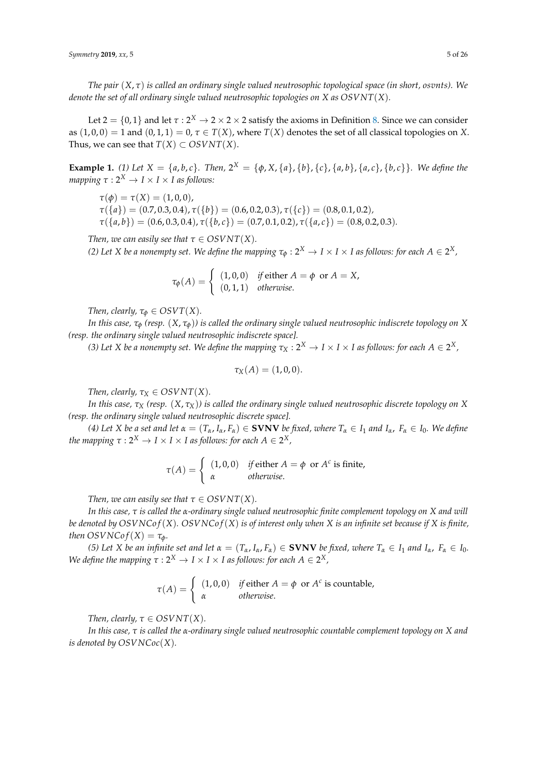*The pair $(X, \tau)$ is called an ordinary single valued neutrosophic topological space (in short, osvnts). We denote the set of all ordinary single valued neutrosophic topologies on $X$ as $OSVNT(X)$.*

Let $2 = \{0, 1\}$ and let $\tau : 2^X \to 2 \times 2 \times 2$ satisfy the axioms in Definition 8. Since we can consider as $(1, 0, 0) = 1$ and $(0, 1, 1) = 0$, $\tau \in T(X)$, where $T(X)$ denotes the set of all classical topologies on $X$. Thus, we can see that $T(X) \subset OSVNT(X)$.

**Example 1.** *(1) Let $X = \{a, b, c\}$. Then, $2^X = \{\phi, X, \{a\}, \{b\}, \{c\}, \{a, b\}, \{a, c\}, \{b, c\}\}$. We define the mapping $\tau : 2^X \to I \times I \times I$ as follows:*

$\tau(\phi) = \tau(X) = (1, 0, 0)$,
$\tau(\{a\}) = (0.7, 0.3, 0.4)$, $\tau(\{b\}) = (0.6, 0.2, 0.3)$, $\tau(\{c\}) = (0.8, 0.1, 0.2)$,
$\tau(\{a, b\}) = (0.6, 0.3, 0.4)$, $\tau(\{b, c\}) = (0.7, 0.1, 0.2)$, $\tau(\{a, c\}) = (0.8, 0.2, 0.3)$.

*Then, we can easily see that $\tau \in OSVNT(X)$.*

*(2) Let $X$ be a nonempty set. We define the mapping $\tau_\phi : 2^X \to I \times I \times I$ as follows: for each $A \in 2^X$,*

$$\tau_\phi(A) = \begin{cases} (1, 0, 0) & \text{if either } A = \phi \text{ or } A = X, \\ (0, 1, 1) & \text{otherwise.} \end{cases}$$

*Then, clearly, $\tau_\phi \in OSVT(X)$.*

*In this case, $\tau_\phi$ (resp. $(X, \tau_\phi)$) is called the ordinary single valued neutrosophic indiscrete topology on $X$ (resp. the ordinary single valued neutrosophic indiscrete space].*

*(3) Let $X$ be a nonempty set. We define the mapping $\tau_X : 2^X \to I \times I \times I$ as follows: for each $A \in 2^X$,*

$$\tau_X(A) = (1, 0, 0).$$

*Then, clearly, $\tau_X \in OSVNT(X)$.*

*In this case, $\tau_X$ (resp. $(X, \tau_X)$) is called the ordinary single valued neutrosophic discrete topology on $X$ (resp. the ordinary single valued neutrosophic discrete space].*

*(4) Let $X$ be a set and let $\alpha = (T_\alpha, I_\alpha, F_\alpha) \in$ **SVNV** be fixed, where $T_\alpha \in I_1$ and $I_\alpha$, $F_\alpha \in I_0$. We define the mapping $\tau : 2^X \to I \times I \times I$ as follows: for each $A \in 2^X$,*

$$\tau(A) = \begin{cases} (1, 0, 0) & \text{if either } A = \phi \text{ or } A^c \text{ is finite,} \\ \alpha & \text{otherwise.} \end{cases}$$

*Then, we can easily see that $\tau \in OSVNT(X)$.*

*In this case, $\tau$ is called the $\alpha$-ordinary single valued neutrosophic finite complement topology on $X$ and will be denoted by $OSVNCof(X)$. $OSVNCof(X)$ is of interest only when $X$ is an infinite set because if $X$ is finite, then $OSVNCof(X) = \tau_\phi$.*

*(5) Let $X$ be an infinite set and let $\alpha = (T_\alpha, I_\alpha, F_\alpha) \in$ **SVNV** be fixed, where $T_\alpha \in I_1$ and $I_\alpha$, $F_\alpha \in I_0$. We define the mapping $\tau : 2^X \to I \times I \times I$ as follows: for each $A \in 2^X$,*

$$\tau(A) = \begin{cases} (1, 0, 0) & \text{if either } A = \phi \text{ or } A^c \text{ is countable,} \\ \alpha & \text{otherwise.} \end{cases}$$

*Then, clearly, $\tau \in OSVNT(X)$.*

*In this case, $\tau$ is called the $\alpha$-ordinary single valued neutrosophic countable complement topology on $X$ and is denoted by $OSVNCoc(X)$.*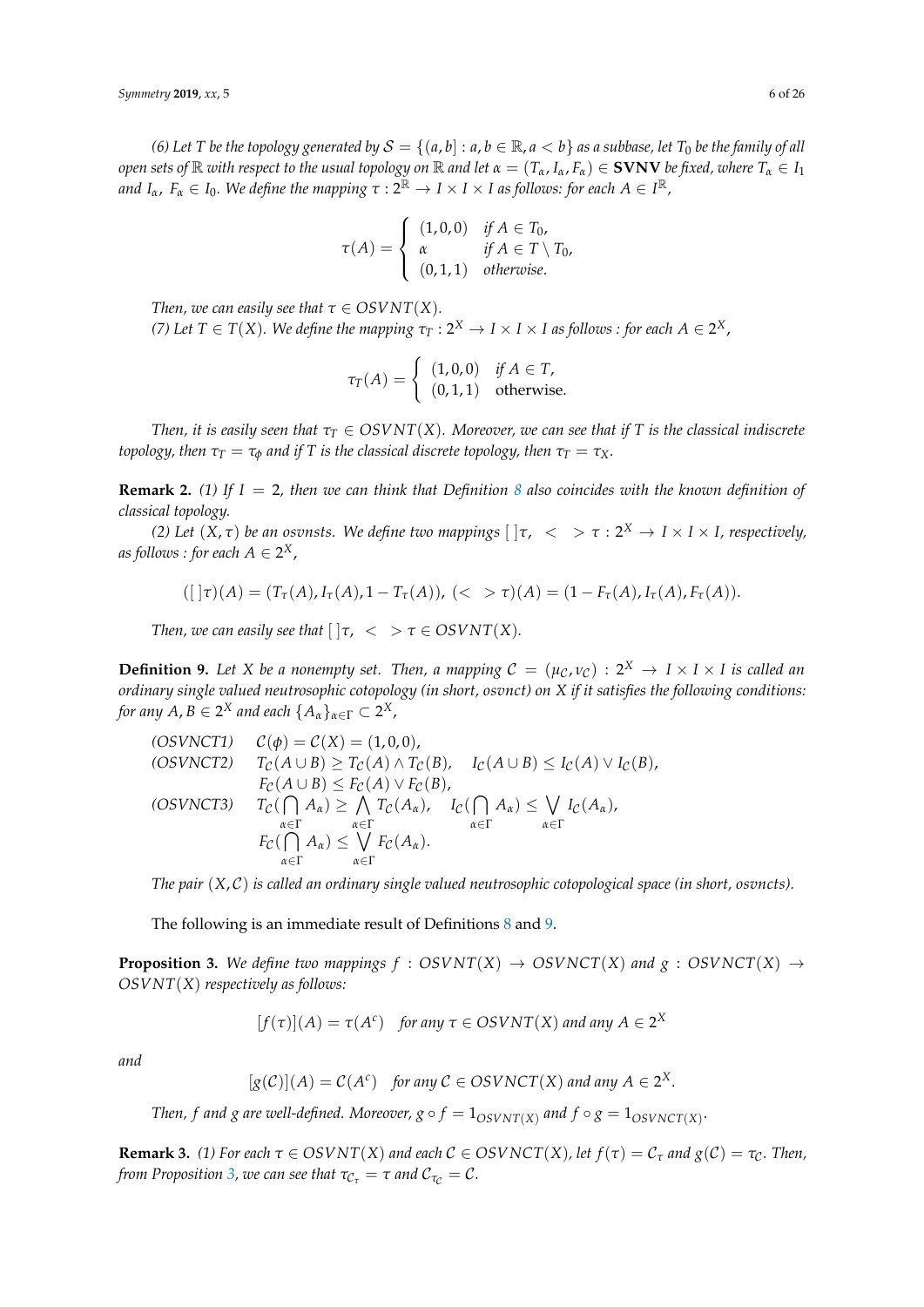*(6) Let $T$ be the topology generated by $\mathcal{S} = \{(a, b] : a, b \in \mathbb{R}, a < b\}$ as a subbase, let $T_0$ be the family of all open sets of $\mathbb{R}$ with respect to the usual topology on $\mathbb{R}$ and let $\alpha = (T_\alpha, I_\alpha, F_\alpha) \in \mathbf{SVNV}$ be fixed, where $T_\alpha \in I_1$ and $I_\alpha,\ F_\alpha \in I_0$. We define the mapping $\tau : 2^{\mathbb{R}} \to I \times I \times I$ as follows: for each $A \in I^{\mathbb{R}}$,*

$$\tau(A) = \begin{cases} (1, 0, 0) & \text{if } A \in T_0, \\ \alpha & \text{if } A \in T \setminus T_0, \\ (0, 1, 1) & \text{otherwise.} \end{cases}$$

*Then, we can easily see that $\tau \in OSVNT(X)$.*

*(7) Let $T \in T(X)$. We define the mapping $\tau_T : 2^X \to I \times I \times I$ as follows : for each $A \in 2^X$,*

$$\tau_T(A) = \begin{cases} (1, 0, 0) & \text{if } A \in T, \\ (0, 1, 1) & \text{otherwise.} \end{cases}$$

*Then, it is easily seen that $\tau_T \in OSVNT(X)$. Moreover, we can see that if $T$ is the classical indiscrete topology, then $\tau_T = \tau_\phi$ and if $T$ is the classical discrete topology, then $\tau_T = \tau_X$.*

**Remark 2.** *(1) If $I = 2$, then we can think that Definition 8 also coincides with the known definition of classical topology.*

*(2) Let $(X, \tau)$ be an osvnsts. We define two mappings $[\,]\tau,\ <\ >\tau : 2^X \to I \times I \times I$, respectively, as follows : for each $A \in 2^X$,*

$$([\,]\tau)(A) = (T_\tau(A), I_\tau(A), 1 - T_\tau(A)),\ (<\ >\tau)(A) = (1 - F_\tau(A), I_\tau(A), F_\tau(A)).$$

*Then, we can easily see that $[\,]\tau,\ <\ >\tau \in OSVNT(X)$.*

**Definition 9.** *Let $X$ be a nonempty set. Then, a mapping $\mathcal{C} = (\mu_{\mathcal{C}}, \nu_{\mathcal{C}}) : 2^X \to I \times I \times I$ is called an ordinary single valued neutrosophic cotopology (in short, osvnct) on $X$ if it satisfies the following conditions: for any $A, B \in 2^X$ and each $\{A_\alpha\}_{\alpha \in \Gamma} \subset 2^X$,*

*(OSVNCT1)* $\mathcal{C}(\phi) = \mathcal{C}(X) = (1, 0, 0)$,

*(OSVNCT2)* $T_{\mathcal{C}}(A \cup B) \geq T_{\mathcal{C}}(A) \wedge T_{\mathcal{C}}(B)$, $\quad I_{\mathcal{C}}(A \cup B) \leq I_{\mathcal{C}}(A) \vee I_{\mathcal{C}}(B)$,
$F_{\mathcal{C}}(A \cup B) \leq F_{\mathcal{C}}(A) \vee F_{\mathcal{C}}(B)$,

*(OSVNCT3)* $T_{\mathcal{C}}(\bigcap_{\alpha \in \Gamma} A_\alpha) \geq \bigwedge_{\alpha \in \Gamma} T_{\mathcal{C}}(A_\alpha)$, $\quad I_{\mathcal{C}}(\bigcap_{\alpha \in \Gamma} A_\alpha) \leq \bigvee_{\alpha \in \Gamma} I_{\mathcal{C}}(A_\alpha)$,
$F_{\mathcal{C}}(\bigcap_{\alpha \in \Gamma} A_\alpha) \leq \bigvee_{\alpha \in \Gamma} F_{\mathcal{C}}(A_\alpha)$.

*The pair $(X, \mathcal{C})$ is called an ordinary single valued neutrosophic cotopological space (in short, osvncts).*

The following is an immediate result of Definitions 8 and 9.

**Proposition 3.** *We define two mappings $f : OSVNT(X) \to OSVNCT(X)$ and $g : OSVNCT(X) \to OSVNT(X)$ respectively as follows:*

$$[f(\tau)](A) = \tau(A^c) \quad \text{for any } \tau \in OSVNT(X) \text{ and any } A \in 2^X$$

*and*

$$[g(\mathcal{C})](A) = \mathcal{C}(A^c) \quad \text{for any } \mathcal{C} \in OSVNCT(X) \text{ and any } A \in 2^X.$$

*Then, $f$ and $g$ are well-defined. Moreover, $g \circ f = 1_{OSVNT(X)}$ and $f \circ g = 1_{OSVNCT(X)}$.*

**Remark 3.** *(1) For each $\tau \in OSVNT(X)$ and each $\mathcal{C} \in OSVNCT(X)$, let $f(\tau) = \mathcal{C}_\tau$ and $g(\mathcal{C}) = \tau_{\mathcal{C}}$. Then, from Proposition 3, we can see that $\tau_{\mathcal{C}_\tau} = \tau$ and $\mathcal{C}_{\tau_{\mathcal{C}}} = \mathcal{C}$.*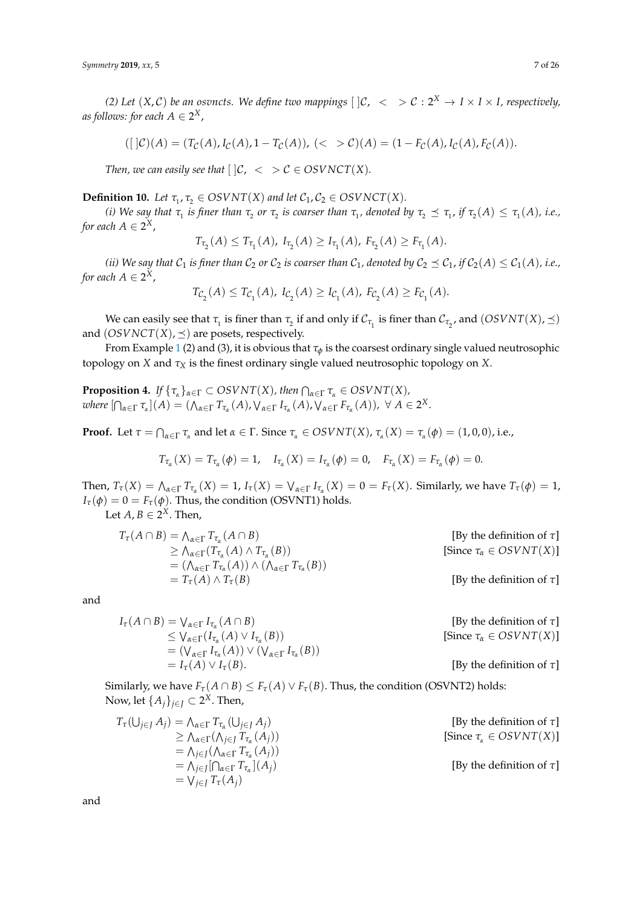*(2) Let $(X, \mathcal{C})$ be an osvncts. We define two mappings $[\,]\mathcal{C},\ <\ >\mathcal{C} : 2^X \to I \times I \times I$, respectively, as follows: for each $A \in 2^X$,*

$$([\,]\mathcal{C})(A) = (T_{\mathcal{C}}(A), I_{\mathcal{C}}(A), 1 - T_{\mathcal{C}}(A)),\ (<\ >\mathcal{C})(A) = (1 - F_{\mathcal{C}}(A), I_{\mathcal{C}}(A), F_{\mathcal{C}}(A)).$$

*Then, we can easily see that $[\,]\mathcal{C},\ <\ >\mathcal{C} \in OSVNCT(X)$.*

**Definition 10.** *Let $\tau_1, \tau_2 \in OSVNT(X)$ and let $\mathcal{C}_1, \mathcal{C}_2 \in OSVNCT(X)$.*

*(i) We say that $\tau_1$ is finer than $\tau_2$ or $\tau_2$ is coarser than $\tau_1$, denoted by $\tau_2 \preceq \tau_1$, if $\tau_2(A) \leq \tau_1(A)$, i.e., for each $A \in 2^X$,*

$$T_{\tau_2}(A) \leq T_{\tau_1}(A),\ I_{\tau_2}(A) \geq I_{\tau_1}(A),\ F_{\tau_2}(A) \geq F_{\tau_1}(A).$$

*(ii) We say that $\mathcal{C}_1$ is finer than $\mathcal{C}_2$ or $\mathcal{C}_2$ is coarser than $\mathcal{C}_1$, denoted by $\mathcal{C}_2 \preceq \mathcal{C}_1$, if $\mathcal{C}_2(A) \leq \mathcal{C}_1(A)$, i.e., for each $A \in 2^X$,*

$$T_{\mathcal{C}_2}(A) \leq T_{\mathcal{C}_1}(A),\ I_{\mathcal{C}_2}(A) \geq I_{\mathcal{C}_1}(A),\ F_{\mathcal{C}_2}(A) \geq F_{\mathcal{C}_1}(A).$$

We can easily see that $\tau_1$ is finer than $\tau_2$ if and only if $\mathcal{C}_{\tau_1}$ is finer than $\mathcal{C}_{\tau_2}$, and $(OSVNT(X), \preceq)$ and $(OSVNCT(X), \preceq)$ are posets, respectively.

From Example 1 (2) and (3), it is obvious that $\tau_\phi$ is the coarsest ordinary single valued neutrosophic topology on $X$ and $\tau_X$ is the finest ordinary single valued neutrosophic topology on $X$.

**Proposition 4.** *If $\{\tau_\alpha\}_{\alpha \in \Gamma} \subset OSVNT(X)$, then $\bigcap_{\alpha \in \Gamma} \tau_\alpha \in OSVNT(X)$, where $[\bigcap_{\alpha \in \Gamma} \tau_\alpha](A) = (\bigwedge_{\alpha \in \Gamma} T_{\tau_\alpha}(A), \bigvee_{\alpha \in \Gamma} I_{\tau_\alpha}(A), \bigvee_{\alpha \in \Gamma} F_{\tau_\alpha}(A)),\ \forall\ A \in 2^X$.*

**Proof.** Let $\tau = \bigcap_{\alpha \in \Gamma} \tau_\alpha$ and let $\alpha \in \Gamma$. Since $\tau_\alpha \in OSVNT(X)$, $\tau_\alpha(X) = \tau_\alpha(\phi) = (1, 0, 0)$, i.e.,

$$T_{\tau_\alpha}(X) = T_{\tau_\alpha}(\phi) = 1, \quad I_{\tau_\alpha}(X) = I_{\tau_\alpha}(\phi) = 0, \quad F_{\tau_\alpha}(X) = F_{\tau_\alpha}(\phi) = 0.$$

Then, $T_\tau(X) = \bigwedge_{\alpha \in \Gamma} T_{\tau_\alpha}(X) = 1$, $I_\tau(X) = \bigvee_{\alpha \in \Gamma} I_{\tau_\alpha}(X) = 0 = F_\tau(X)$. Similarly, we have $T_\tau(\phi) = 1$, $I_\tau(\phi) = 0 = F_\tau(\phi)$. Thus, the condition (OSVNT1) holds.

Let $A, B \in 2^X$. Then,

$$\begin{aligned}
T_\tau(A \cap B) &= \textstyle\bigwedge_{\alpha \in \Gamma} T_{\tau_\alpha}(A \cap B) && \text{[By the definition of } \tau\text{]} \\
&\geq \textstyle\bigwedge_{\alpha \in \Gamma} (T_{\tau_\alpha}(A) \wedge T_{\tau_\alpha}(B)) && \text{[Since } \tau_\alpha \in OSVNT(X)\text{]} \\
&= (\textstyle\bigwedge_{\alpha \in \Gamma} T_{\tau_\alpha}(A)) \wedge (\textstyle\bigwedge_{\alpha \in \Gamma} T_{\tau_\alpha}(B)) && \\
&= T_\tau(A) \wedge T_\tau(B) && \text{[By the definition of } \tau\text{]}
\end{aligned}$$

and

$$\begin{aligned}
I_\tau(A \cap B) &= \textstyle\bigvee_{\alpha \in \Gamma} I_{\tau_\alpha}(A \cap B) && \text{[By the definition of } \tau\text{]} \\
&\leq \textstyle\bigvee_{\alpha \in \Gamma} (I_{\tau_\alpha}(A) \vee I_{\tau_\alpha}(B)) && \text{[Since } \tau_\alpha \in OSVNT(X)\text{]} \\
&= (\textstyle\bigvee_{\alpha \in \Gamma} I_{\tau_\alpha}(A)) \vee (\textstyle\bigvee_{\alpha \in \Gamma} I_{\tau_\alpha}(B)) && \\
&= I_\tau(A) \vee I_\tau(B). && \text{[By the definition of } \tau\text{]}
\end{aligned}$$

Similarly, we have $F_\tau(A \cap B) \leq F_\tau(A) \vee F_\tau(B)$. Thus, the condition (OSVNT2) holds:

Now, let $\{A_j\}_{j \in J} \subset 2^X$. Then,

$$\begin{aligned}
T_\tau(\textstyle\bigcup_{j \in J} A_j) &= \textstyle\bigwedge_{\alpha \in \Gamma} T_{\tau_\alpha}(\textstyle\bigcup_{j \in J} A_j) && \text{[By the definition of } \tau\text{]} \\
&\geq \textstyle\bigwedge_{\alpha \in \Gamma} (\textstyle\bigwedge_{j \in J} T_{\tau_\alpha}(A_j)) && \text{[Since } \tau_\alpha \in OSVNT(X)\text{]} \\
&= \textstyle\bigwedge_{j \in J} (\textstyle\bigwedge_{\alpha \in \Gamma} T_{\tau_\alpha}(A_j)) && \\
&= \textstyle\bigwedge_{j \in J} [\textstyle\bigcap_{\alpha \in \Gamma} T_{\tau_\alpha}](A_j) && \text{[By the definition of } \tau\text{]} \\
&= \textstyle\bigvee_{j \in J} T_\tau(A_j) &&
\end{aligned}$$

and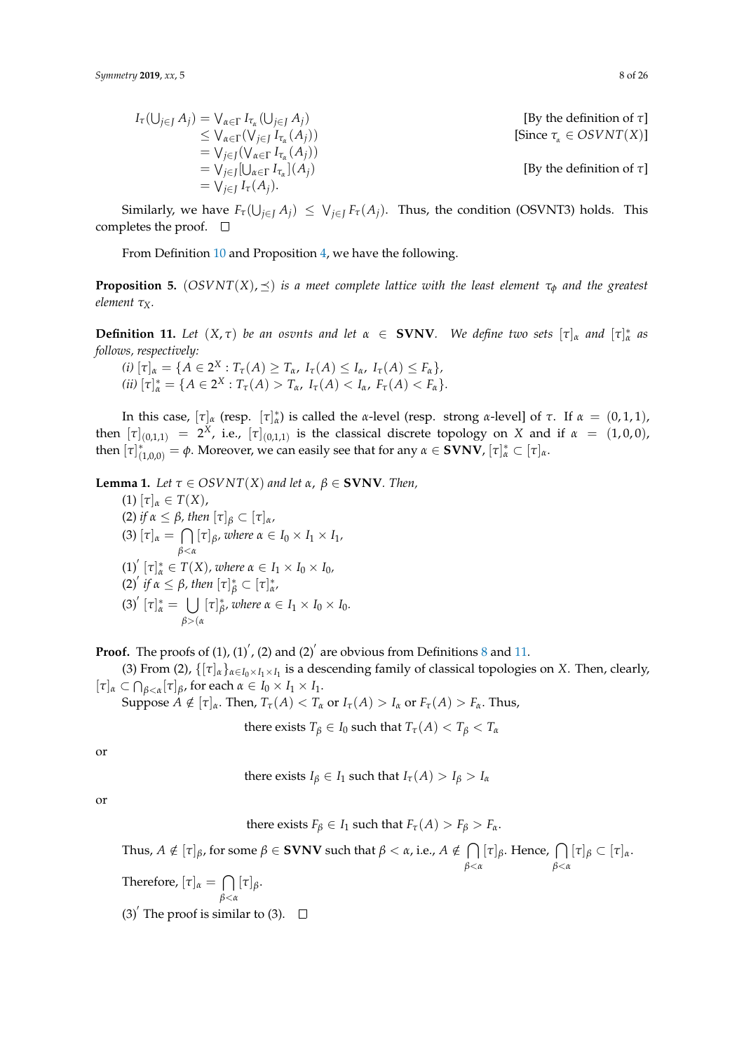$$
\begin{aligned}
I_\tau(\bigcup_{j\in J} A_j) &= \bigvee_{\alpha\in\Gamma} I_{\tau_\alpha}(\bigcup_{j\in J} A_j) && \text{[By the definition of } \tau\text{]}\\
&\leq \bigvee_{\alpha\in\Gamma}(\bigvee_{j\in J} I_{\tau_\alpha}(A_j)) && \text{[Since } \tau_\alpha \in OSVNT(X)\text{]}\\
&= \bigvee_{j\in J}(\bigvee_{\alpha\in\Gamma} I_{\tau_\alpha}(A_j))\\
&= \bigvee_{j\in J}[\bigcup_{\alpha\in\Gamma} I_{\tau_\alpha}](A_j) && \text{[By the definition of } \tau\text{]}\\
&= \bigvee_{j\in J} I_\tau(A_j).
\end{aligned}
$$

Similarly, we have $F_\tau(\bigcup_{j\in J} A_j) \leq \bigvee_{j\in J} F_\tau(A_j)$. Thus, the condition (OSVNT3) holds. This completes the proof. □

From Definition 10 and Proposition 4, we have the following.

**Proposition 5.** *$(OSVNT(X), \preceq)$ is a meet complete lattice with the least element $\tau_\phi$ and the greatest element $\tau_X$.*

**Definition 11.** *Let $(X, \tau)$ be an osvnts and let $\alpha \in$ **SVNV**. We define two sets $[\tau]_\alpha$ and $[\tau]^*_\alpha$ as follows, respectively:*

*(i) $[\tau]_\alpha = \{A \in 2^X : T_\tau(A) \geq T_\alpha,\ I_\tau(A) \leq I_\alpha,\ I_\tau(A) \leq F_\alpha\}$,*

*(ii) $[\tau]^*_\alpha = \{A \in 2^X : T_\tau(A) > T_\alpha,\ I_\tau(A) < I_\alpha,\ F_\tau(A) < F_\alpha\}$.*

In this case, $[\tau]_\alpha$ (resp. $[\tau]^*_\alpha$) is called the $\alpha$-level (resp. strong $\alpha$-level] of $\tau$. If $\alpha = (0,1,1)$, then $[\tau]_{(0,1,1)} = 2^X$, i.e., $[\tau]_{(0,1,1)}$ is the classical discrete topology on $X$ and if $\alpha = (1,0,0)$, then $[\tau]^*_{(1,0,0)} = \phi$. Moreover, we can easily see that for any $\alpha \in$ **SVNV**, $[\tau]^*_\alpha \subset [\tau]_\alpha$.

**Lemma 1.** *Let $\tau \in OSVNT(X)$ and let $\alpha$, $\beta \in$ **SVNV**. Then,*

*(1) $[\tau]_\alpha \in T(X)$,*

*(2) if $\alpha \leq \beta$, then $[\tau]_\beta \subset [\tau]_\alpha$,*

*(3) $[\tau]_\alpha = \bigcap_{\beta<\alpha} [\tau]_\beta$, where $\alpha \in I_0 \times I_1 \times I_1$,*

*(1)$'$ $[\tau]^*_\alpha \in T(X)$, where $\alpha \in I_1 \times I_0 \times I_0$,*

*(2)$'$ if $\alpha \leq \beta$, then $[\tau]^*_\beta \subset [\tau]^*_\alpha$,*

*(3)$'$ $[\tau]^*_\alpha = \bigcup_{\beta>(\alpha} [\tau]^*_\beta$, where $\alpha \in I_1 \times I_0 \times I_0$.*

**Proof.** The proofs of (1), (1)$'$, (2) and (2)$'$ are obvious from Definitions 8 and 11.

(3) From (2), $\{[\tau]_\alpha\}_{\alpha\in I_0\times I_1\times I_1}$ is a descending family of classical topologies on $X$. Then, clearly, $[\tau]_\alpha \subset \bigcap_{\beta<\alpha}[\tau]_\beta$, for each $\alpha \in I_0 \times I_1 \times I_1$.

Suppose $A \notin [\tau]_\alpha$. Then, $T_\tau(A) < T_\alpha$ or $I_\tau(A) > I_\alpha$ or $F_\tau(A) > F_\alpha$. Thus,

$$\text{there exists } T_\beta \in I_0 \text{ such that } T_\tau(A) < T_\beta < T_\alpha$$

or

$$\text{there exists } I_\beta \in I_1 \text{ such that } I_\tau(A) > I_\beta > I_\alpha$$

or

$$\text{there exists } F_\beta \in I_1 \text{ such that } F_\tau(A) > F_\beta > F_\alpha.$$

Thus, $A \notin [\tau]_\beta$, for some $\beta \in$ **SVNV** such that $\beta < \alpha$, i.e., $A \notin \bigcap_{\beta<\alpha}[\tau]_\beta$. Hence, $\bigcap_{\beta<\alpha}[\tau]_\beta \subset [\tau]_\alpha$.

Therefore, $[\tau]_\alpha = \bigcap_{\beta<\alpha}[\tau]_\beta$.

(3)$'$ The proof is similar to (3). □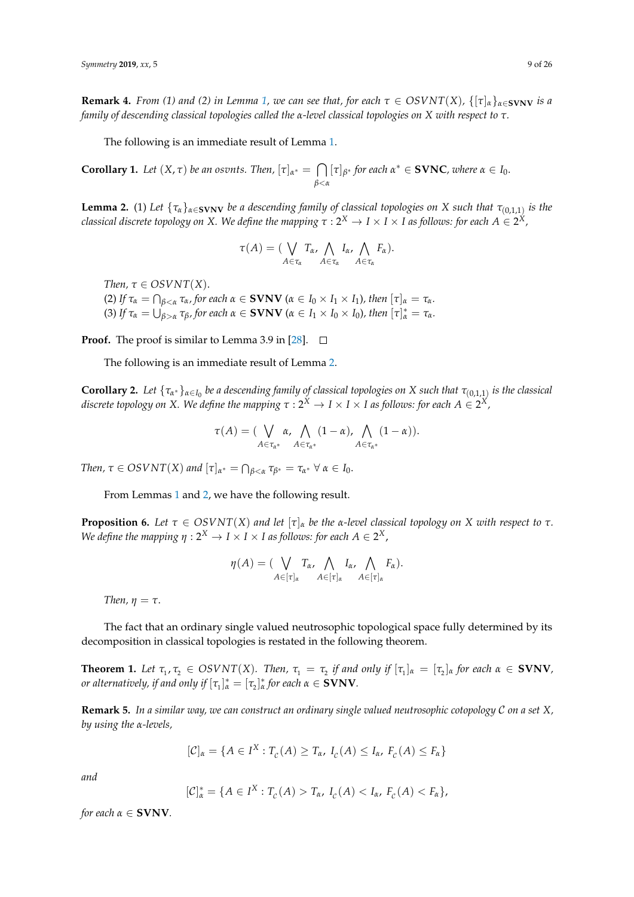**Remark 4.** *From (1) and (2) in Lemma 1, we can see that, for each $\tau \in OSVNT(X)$, $\{[\tau]_\alpha\}_{\alpha \in \mathbf{SVNV}}$ is a family of descending classical topologies called the $\alpha$-level classical topologies on $X$ with respect to $\tau$.*

The following is an immediate result of Lemma 1.

**Corollary 1.** *Let $(X, \tau)$ be an osvnts. Then, $[\tau]_{\alpha^*} = \bigcap_{\beta<\alpha} [\tau]_{\beta^*}$ for each $\alpha^* \in \mathbf{SVNC}$, where $\alpha \in I_0$.*

**Lemma 2.** (1) *Let $\{\tau_\alpha\}_{\alpha \in \mathbf{SVNV}}$ be a descending family of classical topologies on $X$ such that $\tau_{(0,1,1)}$ is the classical discrete topology on $X$. We define the mapping $\tau : 2^X \to I \times I \times I$ as follows: for each $A \in 2^X$,*

$$\tau(A) = (\bigvee_{A \in \tau_\alpha} T_\alpha, \bigwedge_{A \in \tau_\alpha} I_\alpha, \bigwedge_{A \in \tau_\alpha} F_\alpha).$$

*Then, $\tau \in OSVNT(X)$.*
(2) *If $\tau_\alpha = \bigcap_{\beta<\alpha} \tau_\alpha$, for each $\alpha \in \mathbf{SVNV}$ ($\alpha \in I_0 \times I_1 \times I_1$), then $[\tau]_\alpha = \tau_\alpha$.*
(3) *If $\tau_\alpha = \bigcup_{\beta>\alpha} \tau_\beta$, for each $\alpha \in \mathbf{SVNV}$ ($\alpha \in I_1 \times I_0 \times I_0$), then $[\tau]^*_\alpha = \tau_\alpha$.*

**Proof.** The proof is similar to Lemma 3.9 in [28]. □

The following is an immediate result of Lemma 2.

**Corollary 2.** *Let $\{\tau_{\alpha^*}\}_{\alpha \in I_0}$ be a descending family of classical topologies on $X$ such that $\tau_{(0,1,1)}$ is the classical discrete topology on $X$. We define the mapping $\tau : 2^X \to I \times I \times I$ as follows: for each $A \in 2^X$,*

$$\tau(A) = (\bigvee_{A \in \tau_{\alpha^*}} \alpha, \bigwedge_{A \in \tau_{\alpha^*}} (1-\alpha), \bigwedge_{A \in \tau_{\alpha^*}} (1-\alpha)).$$

*Then, $\tau \in OSVNT(X)$ and $[\tau]_{\alpha^*} = \bigcap_{\beta<\alpha} \tau_{\beta^*} = \tau_{\alpha^*}$ $\forall$ $\alpha \in I_0$.*

From Lemmas 1 and 2, we have the following result.

**Proposition 6.** *Let $\tau \in OSVNT(X)$ and let $[\tau]_\alpha$ be the $\alpha$-level classical topology on $X$ with respect to $\tau$. We define the mapping $\eta : 2^X \to I \times I \times I$ as follows: for each $A \in 2^X$,*

$$\eta(A) = (\bigvee_{A \in [\tau]_\alpha} T_\alpha, \bigwedge_{A \in [\tau]_\alpha} I_\alpha, \bigwedge_{A \in [\tau]_\alpha} F_\alpha).$$

*Then, $\eta = \tau$.*

The fact that an ordinary single valued neutrosophic topological space fully determined by its decomposition in classical topologies is restated in the following theorem.

**Theorem 1.** *Let $\tau_1, \tau_2 \in OSVNT(X)$. Then, $\tau_1 = \tau_2$ if and only if $[\tau_1]_\alpha = [\tau_2]_\alpha$ for each $\alpha \in \mathbf{SVNV}$, or alternatively, if and only if $[\tau_1]^*_\alpha = [\tau_2]^*_\alpha$ for each $\alpha \in \mathbf{SVNV}$.*

**Remark 5.** *In a similar way, we can construct an ordinary single valued neutrosophic cotopology $\mathcal{C}$ on a set $X$, by using the $\alpha$-levels,*

$$[\mathcal{C}]_\alpha = \{A \in I^X : T_{\mathcal{C}}(A) \geq T_\alpha,\ I_{\mathcal{C}}(A) \leq I_\alpha,\ F_{\mathcal{C}}(A) \leq F_\alpha\}$$

*and*

$$[\mathcal{C}]^*_\alpha = \{A \in I^X : T_{\mathcal{C}}(A) > T_\alpha,\ I_{\mathcal{C}}(A) < I_\alpha,\ F_{\mathcal{C}}(A) < F_\alpha\},$$

*for each $\alpha \in \mathbf{SVNV}$.*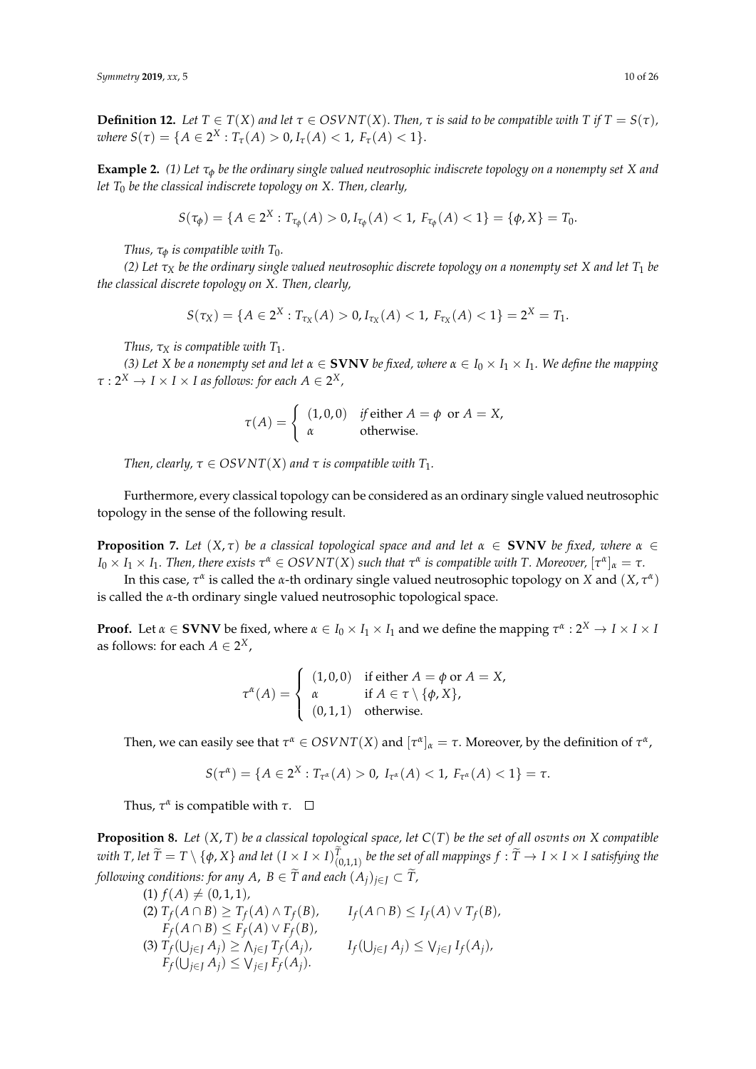**Definition 12.** *Let $T \in T(X)$ and let $\tau \in OSVNT(X)$. Then, $\tau$ is said to be compatible with $T$ if $T = S(\tau)$, where $S(\tau) = \{A \in 2^X : T_\tau(A) > 0, I_\tau(A) < 1,\ F_\tau(A) < 1\}$.*

**Example 2.** *(1) Let $\tau_\phi$ be the ordinary single valued neutrosophic indiscrete topology on a nonempty set $X$ and let $T_0$ be the classical indiscrete topology on $X$. Then, clearly,*

$$S(\tau_\phi) = \{A \in 2^X : T_{\tau_\phi}(A) > 0, I_{\tau_\phi}(A) < 1,\ F_{\tau_\phi}(A) < 1\} = \{\phi, X\} = T_0.$$

*Thus, $\tau_\phi$ is compatible with $T_0$.*

*(2) Let $\tau_X$ be the ordinary single valued neutrosophic discrete topology on a nonempty set $X$ and let $T_1$ be the classical discrete topology on $X$. Then, clearly,*

$$S(\tau_X) = \{A \in 2^X : T_{\tau_X}(A) > 0, I_{\tau_X}(A) < 1,\ F_{\tau_X}(A) < 1\} = 2^X = T_1.$$

*Thus, $\tau_X$ is compatible with $T_1$.*

*(3) Let $X$ be a nonempty set and let $\alpha \in$ **SVNV** be fixed, where $\alpha \in I_0 \times I_1 \times I_1$. We define the mapping $\tau : 2^X \to I \times I \times I$ as follows: for each $A \in 2^X$,*

$$\tau(A) = \begin{cases} (1,0,0) & \text{if either } A = \phi \text{ or } A = X, \\ \alpha & \text{otherwise.} \end{cases}$$

*Then, clearly, $\tau \in OSVNT(X)$ and $\tau$ is compatible with $T_1$.*

Furthermore, every classical topology can be considered as an ordinary single valued neutrosophic topology in the sense of the following result.

**Proposition 7.** *Let $(X, \tau)$ be a classical topological space and and let $\alpha \in$ **SVNV** be fixed, where $\alpha \in I_0 \times I_1 \times I_1$. Then, there exists $\tau^\alpha \in OSVNT(X)$ such that $\tau^\alpha$ is compatible with $T$. Moreover, $[\tau^\alpha]_\alpha = \tau$.*

In this case, $\tau^\alpha$ is called the $\alpha$-th ordinary single valued neutrosophic topology on $X$ and $(X, \tau^\alpha)$ is called the $\alpha$-th ordinary single valued neutrosophic topological space.

**Proof.** Let $\alpha \in$ **SVNV** be fixed, where $\alpha \in I_0 \times I_1 \times I_1$ and we define the mapping $\tau^\alpha : 2^X \to I \times I \times I$ as follows: for each $A \in 2^X$,

$$\tau^\alpha(A) = \begin{cases} (1,0,0) & \text{if either } A = \phi \text{ or } A = X, \\ \alpha & \text{if } A \in \tau \setminus \{\phi, X\}, \\ (0,1,1) & \text{otherwise.} \end{cases}$$

Then, we can easily see that $\tau^\alpha \in OSVNT(X)$ and $[\tau^\alpha]_\alpha = \tau$. Moreover, by the definition of $\tau^\alpha$,

$$S(\tau^\alpha) = \{A \in 2^X : T_{\tau^\alpha}(A) > 0,\ I_{\tau^\alpha}(A) < 1,\ F_{\tau^\alpha}(A) < 1\} = \tau.$$

Thus, $\tau^\alpha$ is compatible with $\tau$. $\square$

**Proposition 8.** *Let $(X, T)$ be a classical topological space, let $C(T)$ be the set of all osvnts on $X$ compatible with $T$, let $\widetilde{T} = T \setminus \{\phi, X\}$ and let $(I \times I \times I)^{\widetilde{T}}_{(0,1,1)}$ be the set of all mappings $f : \widetilde{T} \to I \times I \times I$ satisfying the following conditions: for any $A,\ B \in \widetilde{T}$ and each $(A_j)_{j \in J} \subset \widetilde{T}$,*

(1) $f(A) \neq (0,1,1)$,
(2) $T_f(A \cap B) \geq T_f(A) \wedge T_f(B), \qquad I_f(A \cap B) \leq I_f(A) \vee T_f(B),$
$F_f(A \cap B) \leq F_f(A) \vee F_f(B),$
(3) $T_f(\bigcup_{j \in J} A_j) \geq \bigwedge_{j \in J} T_f(A_j), \qquad I_f(\bigcup_{j \in J} A_j) \leq \bigvee_{j \in J} I_f(A_j),$
$F_f(\bigcup_{j \in J} A_j) \leq \bigvee_{j \in J} F_f(A_j).$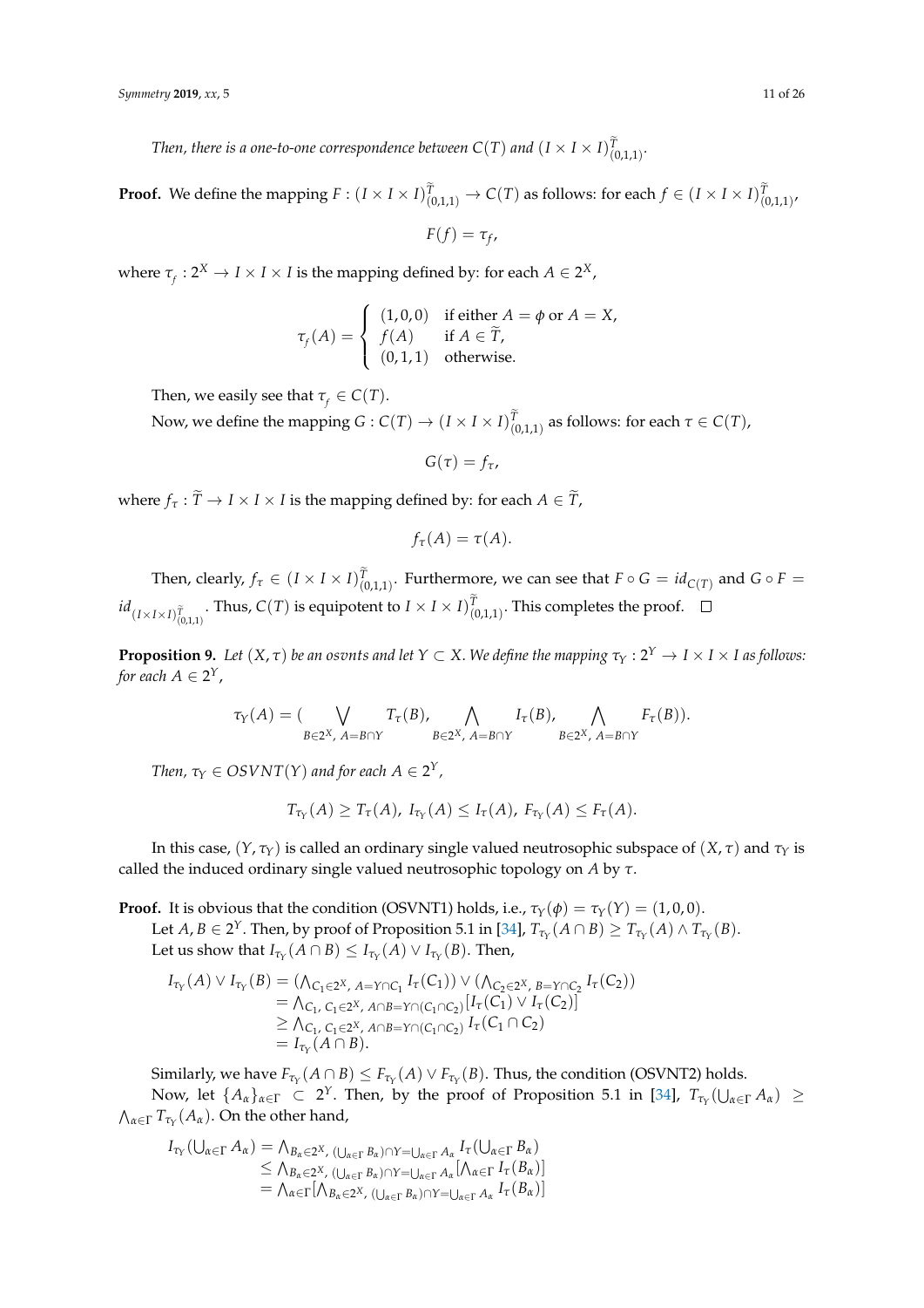*Then, there is a one-to-one correspondence between $C(T)$ and $(I \times I \times I)^{\widetilde{T}}_{(0,1,1)}$.*

**Proof.** We define the mapping $F : (I \times I \times I)^{\widetilde{T}}_{(0,1,1)} \to C(T)$ as follows: for each $f \in (I \times I \times I)^{\widetilde{T}}_{(0,1,1)}$,

$$F(f) = \tau_f,$$

where $\tau_f : 2^X \to I \times I \times I$ is the mapping defined by: for each $A \in 2^X$,

$$\tau_f(A) = \begin{cases} (1,0,0) & \text{if either } A = \phi \text{ or } A = X, \\ f(A) & \text{if } A \in \widetilde{T}, \\ (0,1,1) & \text{otherwise.} \end{cases}$$

Then, we easily see that $\tau_f \in C(T)$.

Now, we define the mapping $G : C(T) \to (I \times I \times I)^{\widetilde{T}}_{(0,1,1)}$ as follows: for each $\tau \in C(T)$,

$$G(\tau) = f_\tau,$$

where $f_\tau : \widetilde{T} \to I \times I \times I$ is the mapping defined by: for each $A \in \widetilde{T}$,

$$f_\tau(A) = \tau(A).$$

Then, clearly, $f_\tau \in (I \times I \times I)^{\widetilde{T}}_{(0,1,1)}$. Furthermore, we can see that $F \circ G = id_{C(T)}$ and $G \circ F = id_{(I \times I \times I)^{\widetilde{T}}_{(0,1,1)}}$. Thus, $C(T)$ is equipotent to $I \times I \times I)^{\widetilde{T}}_{(0,1,1)}$. This completes the proof. $\square$

**Proposition 9.** *Let $(X, \tau)$ be an osvnts and let $Y \subset X$. We define the mapping $\tau_Y : 2^Y \to I \times I \times I$ as follows: for each $A \in 2^Y$,*

$$\tau_Y(A) = (\bigvee_{B \in 2^X,\ A = B \cap Y} T_\tau(B), \bigwedge_{B \in 2^X,\ A = B \cap Y} I_\tau(B), \bigwedge_{B \in 2^X,\ A = B \cap Y} F_\tau(B)).$$

*Then, $\tau_Y \in OSVNT(Y)$ and for each $A \in 2^Y$,*

$$T_{\tau_Y}(A) \geq T_\tau(A),\ I_{\tau_Y}(A) \leq I_\tau(A),\ F_{\tau_Y}(A) \leq F_\tau(A).$$

In this case, $(Y, \tau_Y)$ is called an ordinary single valued neutrosophic subspace of $(X, \tau)$ and $\tau_Y$ is called the induced ordinary single valued neutrosophic topology on $A$ by $\tau$.

**Proof.** It is obvious that the condition (OSVNT1) holds, i.e., $\tau_Y(\phi) = \tau_Y(Y) = (1,0,0)$.

Let $A, B \in 2^Y$. Then, by proof of Proposition 5.1 in [34], $T_{\tau_Y}(A \cap B) \geq T_{\tau_Y}(A) \wedge T_{\tau_Y}(B)$.

Let us show that $I_{\tau_Y}(A \cap B) \leq I_{\tau_Y}(A) \vee I_{\tau_Y}(B)$. Then,

$$\begin{aligned} I_{\tau_Y}(A) \vee I_{\tau_Y}(B) &= (\textstyle\bigwedge_{C_1 \in 2^X,\ A = Y \cap C_1} I_\tau(C_1)) \vee (\bigwedge_{C_2 \in 2^X,\ B = Y \cap C_2} I_\tau(C_2)) \\ &= \textstyle\bigwedge_{C_1,\ C_1 \in 2^X,\ A \cap B = Y \cap (C_1 \cap C_2)} [I_\tau(C_1) \vee I_\tau(C_2)] \\ &\geq \textstyle\bigwedge_{C_1,\ C_1 \in 2^X,\ A \cap B = Y \cap (C_1 \cap C_2)} I_\tau(C_1 \cap C_2) \\ &= I_{\tau_Y}(A \cap B). \end{aligned}$$

Similarly, we have $F_{\tau_Y}(A \cap B) \leq F_{\tau_Y}(A) \vee F_{\tau_Y}(B)$. Thus, the condition (OSVNT2) holds.

Now, let $\{A_\alpha\}_{\alpha \in \Gamma} \subset 2^Y$. Then, by the proof of Proposition 5.1 in [34], $T_{\tau_Y}(\bigcup_{\alpha \in \Gamma} A_\alpha) \geq \bigwedge_{\alpha \in \Gamma} T_{\tau_Y}(A_\alpha)$. On the other hand,

$$\begin{aligned} I_{\tau_Y}(\textstyle\bigcup_{\alpha \in \Gamma} A_\alpha) &= \textstyle\bigwedge_{B_\alpha \in 2^X,\ (\bigcup_{\alpha \in \Gamma} B_\alpha) \cap Y = \bigcup_{\alpha \in \Gamma} A_\alpha} I_\tau(\bigcup_{\alpha \in \Gamma} B_\alpha) \\ &\leq \textstyle\bigwedge_{B_\alpha \in 2^X,\ (\bigcup_{\alpha \in \Gamma} B_\alpha) \cap Y = \bigcup_{\alpha \in \Gamma} A_\alpha} [\bigwedge_{\alpha \in \Gamma} I_\tau(B_\alpha)] \\ &= \textstyle\bigwedge_{\alpha \in \Gamma} [\bigwedge_{B_\alpha \in 2^X,\ (\bigcup_{\alpha \in \Gamma} B_\alpha) \cap Y = \bigcup_{\alpha \in \Gamma} A_\alpha} I_\tau(B_\alpha)] \end{aligned}$$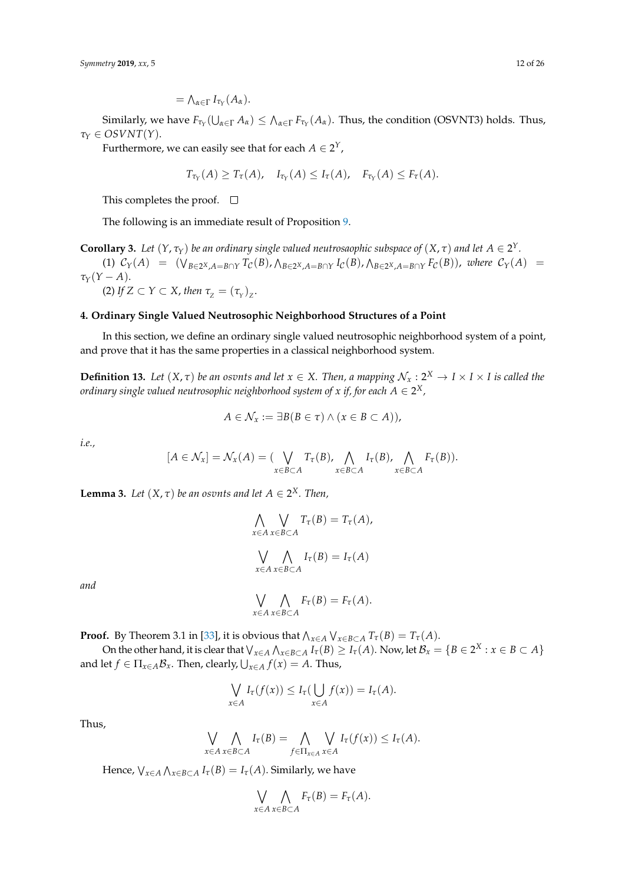$= \bigwedge_{\alpha\in\Gamma} I_{\tau_Y}(A_\alpha)$.

Similarly, we have $F_{\tau_Y}(\bigcup_{\alpha\in\Gamma} A_\alpha) \leq \bigwedge_{\alpha\in\Gamma} F_{\tau_Y}(A_\alpha)$. Thus, the condition (OSVNT3) holds. Thus, $\tau_Y \in OSVNT(Y)$.

Furthermore, we can easily see that for each $A \in 2^Y$,

$$T_{\tau_Y}(A) \geq T_\tau(A), \quad I_{\tau_Y}(A) \leq I_\tau(A), \quad F_{\tau_Y}(A) \leq F_\tau(A).$$

This completes the proof. □

The following is an immediate result of Proposition 9.

**Corollary 3.** *Let $(Y, \tau_Y)$ be an ordinary single valued neutrosaophic subspace of $(X, \tau)$ and let $A \in 2^Y$.*

*(1) $\mathcal{C}_Y(A) = (\bigvee_{B\in 2^X, A=B\cap Y} T_\mathcal{C}(B), \bigwedge_{B\in 2^X, A=B\cap Y} I_\mathcal{C}(B), \bigwedge_{B\in 2^X, A=B\cap Y} F_\mathcal{C}(B))$, where $\mathcal{C}_Y(A) = \tau_Y(Y - A)$.*

*(2) If $Z \subset Y \subset X$, then $\tau_Z = (\tau_Y)_Z$.*

## 4. Ordinary Single Valued Neutrosophic Neighborhood Structures of a Point

In this section, we define an ordinary single valued neutrosophic neighborhood system of a point, and prove that it has the same properties in a classical neighborhood system.

**Definition 13.** *Let $(X, \tau)$ be an osvnts and let $x \in X$. Then, a mapping $\mathcal{N}_x : 2^X \to I \times I \times I$ is called the ordinary single valued neutrosophic neighborhood system of $x$ if, for each $A \in 2^X$,*

$$A \in \mathcal{N}_x := \exists B(B \in \tau) \wedge (x \in B \subset A)),$$

*i.e.,*

$$[A \in \mathcal{N}_x] = \mathcal{N}_x(A) = (\bigvee_{x\in B\subset A} T_\tau(B), \bigwedge_{x\in B\subset A} I_\tau(B), \bigwedge_{x\in B\subset A} F_\tau(B)).$$

**Lemma 3.** *Let $(X, \tau)$ be an osvnts and let $A \in 2^X$. Then,*

$$\bigwedge_{x\in A} \bigvee_{x\in B\subset A} T_\tau(B) = T_\tau(A),$$

$$\bigvee_{x\in A} \bigwedge_{x\in B\subset A} I_\tau(B) = I_\tau(A)$$

*and*

$$\bigvee_{x\in A} \bigwedge_{x\in B\subset A} F_\tau(B) = F_\tau(A).$$

**Proof.** By Theorem 3.1 in [33], it is obvious that $\bigwedge_{x\in A} \bigvee_{x\in B\subset A} T_\tau(B) = T_\tau(A)$.

On the other hand, it is clear that $\bigvee_{x\in A} \bigwedge_{x\in B\subset A} I_\tau(B) \geq I_\tau(A)$. Now, let $\mathcal{B}_x = \{B \in 2^X : x \in B \subset A\}$ and let $f \in \Pi_{x\in A}\mathcal{B}_x$. Then, clearly, $\bigcup_{x\in A} f(x) = A$. Thus,

$$\bigvee_{x\in A} I_\tau(f(x)) \leq I_\tau(\bigcup_{x\in A} f(x)) = I_\tau(A).$$

Thus,

$$\bigvee_{x\in A} \bigwedge_{x\in B\subset A} I_\tau(B) = \bigwedge_{f\in\Pi_{x\in A}} \bigvee_{x\in A} I_\tau(f(x)) \leq I_\tau(A).$$

Hence, $\bigvee_{x\in A} \bigwedge_{x\in B\subset A} I_\tau(B) = I_\tau(A)$. Similarly, we have

$$\bigvee_{x\in A} \bigwedge_{x\in B\subset A} F_\tau(B) = F_\tau(A).$$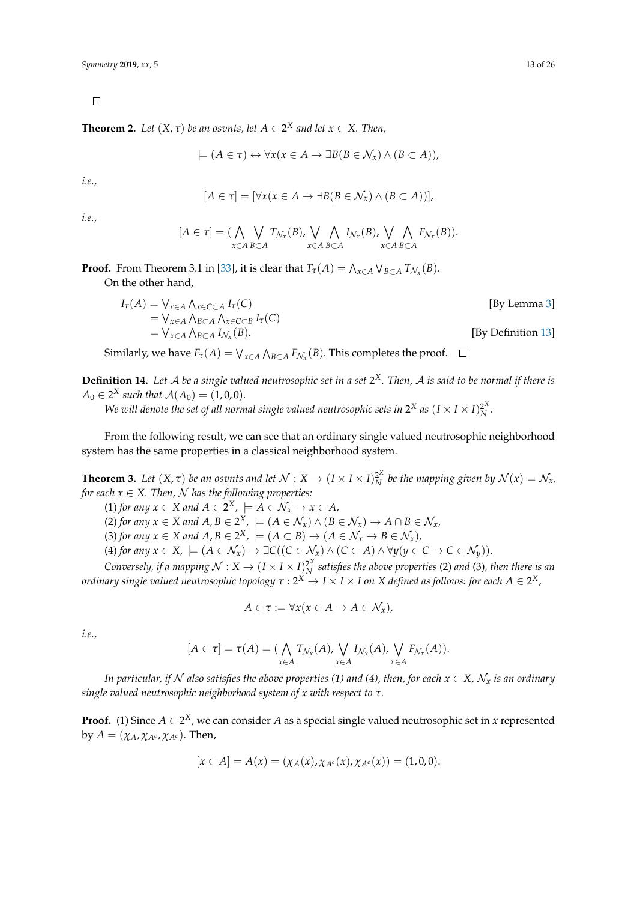$\square$

**Theorem 2.** *Let $(X, \tau)$ be an osvnts, let $A \in 2^X$ and let $x \in X$. Then,*

$$\models (A \in \tau) \leftrightarrow \forall x(x \in A \to \exists B(B \in \mathcal{N}_x) \wedge (B \subset A)),$$

*i.e.,*

$$[A \in \tau] = [\forall x(x \in A \to \exists B(B \in \mathcal{N}_x) \wedge (B \subset A))],$$

*i.e.,*

$$[A \in \tau] = (\bigwedge_{x \in A} \bigvee_{B \subset A} T_{\mathcal{N}_x}(B), \bigvee_{x \in A} \bigwedge_{B \subset A} I_{\mathcal{N}_x}(B), \bigvee_{x \in A} \bigwedge_{B \subset A} F_{\mathcal{N}_x}(B)).$$

**Proof.** From Theorem 3.1 in [33], it is clear that $T_\tau(A) = \bigwedge_{x \in A} \bigvee_{B \subset A} T_{\mathcal{N}_x}(B)$.

On the other hand,

$$\begin{aligned}
I_\tau(A) &= \textstyle\bigvee_{x \in A} \bigwedge_{x \in C \subset A} I_\tau(C) && \text{[By Lemma 3]} \\
&= \textstyle\bigvee_{x \in A} \bigwedge_{B \subset A} \bigwedge_{x \in C \subset B} I_\tau(C) \\
&= \textstyle\bigvee_{x \in A} \bigwedge_{B \subset A} I_{\mathcal{N}_x}(B). && \text{[By Definition 13]}
\end{aligned}$$

Similarly, we have $F_\tau(A) = \bigvee_{x \in A} \bigwedge_{B \subset A} F_{\mathcal{N}_x}(B)$. This completes the proof. $\square$

**Definition 14.** *Let $\mathcal{A}$ be a single valued neutrosophic set in a set $2^X$. Then, $\mathcal{A}$ is said to be normal if there is $A_0 \in 2^X$ such that $\mathcal{A}(A_0) = (1, 0, 0)$.*

*We will denote the set of all normal single valued neutrosophic sets in $2^X$ as $(I \times I \times I)_N^{2^X}$.*

From the following result, we can see that an ordinary single valued neutrosophic neighborhood system has the same properties in a classical neighborhood system.

**Theorem 3.** *Let $(X, \tau)$ be an osvnts and let $\mathcal{N} : X \to (I \times I \times I)_N^{2^X}$ be the mapping given by $\mathcal{N}(x) = \mathcal{N}_x$, for each $x \in X$. Then, $\mathcal{N}$ has the following properties:*

(1) *for any $x \in X$ and $A \in 2^X$, $\models A \in \mathcal{N}_x \to x \in A$,*
(2) *for any $x \in X$ and $A, B \in 2^X$, $\models (A \in \mathcal{N}_x) \wedge (B \in \mathcal{N}_x) \to A \cap B \in \mathcal{N}_x$,*
(3) *for any $x \in X$ and $A, B \in 2^X$, $\models (A \subset B) \to (A \in \mathcal{N}_x \to B \in \mathcal{N}_x)$,*
(4) *for any $x \in X$, $\models (A \in \mathcal{N}_x) \to \exists C((C \in \mathcal{N}_x) \wedge (C \subset A) \wedge \forall y(y \in C \to C \in \mathcal{N}_y))$.*

*Conversely, if a mapping $\mathcal{N} : X \to (I \times I \times I)_N^{2^X}$ satisfies the above properties (2) and (3), then there is an ordinary single valued neutrosophic topology $\tau : 2^X \to I \times I \times I$ on $X$ defined as follows: for each $A \in 2^X$,*

$$A \in \tau := \forall x(x \in A \to A \in \mathcal{N}_x),$$

*i.e.,*

$$[A \in \tau] = \tau(A) = (\bigwedge_{x \in A} T_{\mathcal{N}_x}(A), \bigvee_{x \in A} I_{\mathcal{N}_x}(A), \bigvee_{x \in A} F_{\mathcal{N}_x}(A)).$$

*In particular, if $\mathcal{N}$ also satisfies the above properties (1) and (4), then, for each $x \in X$, $\mathcal{N}_x$ is an ordinary single valued neutrosophic neighborhood system of $x$ with respect to $\tau$.*

**Proof.** (1) Since $A \in 2^X$, we can consider $A$ as a special single valued neutrosophic set in $x$ represented by $A = (\chi_A, \chi_{A^c}, \chi_{A^c})$. Then,

$$[x \in A] = A(x) = (\chi_A(x), \chi_{A^c}(x), \chi_{A^c}(x)) = (1, 0, 0).$$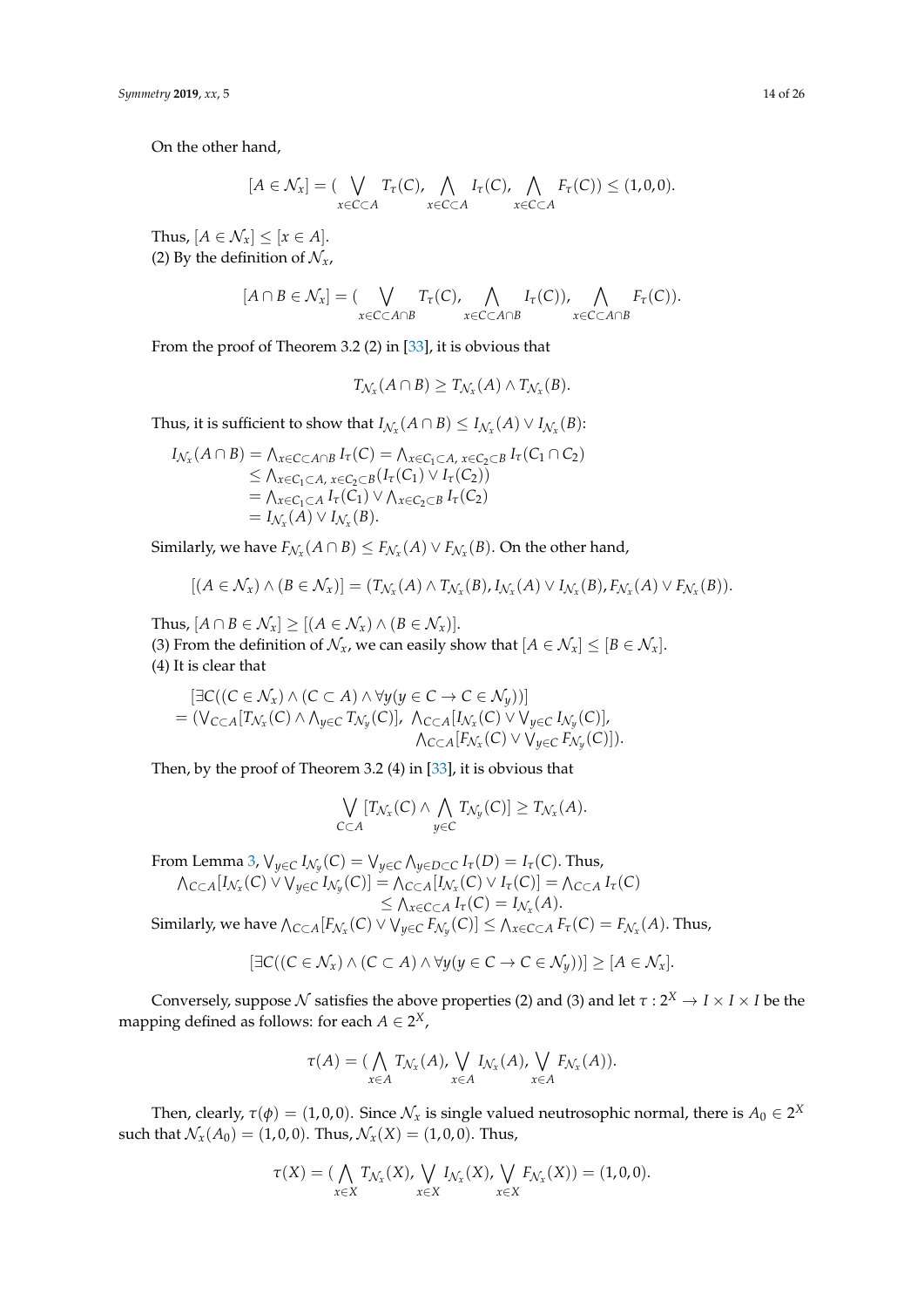On the other hand,

$$[A \in \mathcal{N}_x] = (\bigvee_{x \in C \subset A} T_\tau(C), \bigwedge_{x \in C \subset A} I_\tau(C), \bigwedge_{x \in C \subset A} F_\tau(C)) \leq (1,0,0).$$

Thus, $[A \in \mathcal{N}_x] \leq [x \in A]$.

(2) By the definition of $\mathcal{N}_x$,

$$[A \cap B \in \mathcal{N}_x] = (\bigvee_{x \in C \subset A \cap B} T_\tau(C), \bigwedge_{x \in C \subset A \cap B} I_\tau(C)), \bigwedge_{x \in C \subset A \cap B} F_\tau(C)).$$

From the proof of Theorem 3.2 (2) in [33], it is obvious that

$$T_{\mathcal{N}_x}(A \cap B) \geq T_{\mathcal{N}_x}(A) \wedge T_{\mathcal{N}_x}(B).$$

Thus, it is sufficient to show that $I_{\mathcal{N}_x}(A \cap B) \leq I_{\mathcal{N}_x}(A) \vee I_{\mathcal{N}_x}(B)$:

$$\begin{aligned}
I_{\mathcal{N}_x}(A \cap B) &= \bigwedge_{x \in C \subset A \cap B} I_\tau(C) = \bigwedge_{x \in C_1 \subset A,\, x \in C_2 \subset B} I_\tau(C_1 \cap C_2) \\
&\leq \bigwedge_{x \in C_1 \subset A,\, x \in C_2 \subset B} (I_\tau(C_1) \vee I_\tau(C_2)) \\
&= \bigwedge_{x \in C_1 \subset A} I_\tau(C_1) \vee \bigwedge_{x \in C_2 \subset B} I_\tau(C_2) \\
&= I_{\mathcal{N}_x}(A) \vee I_{\mathcal{N}_x}(B).
\end{aligned}$$

Similarly, we have $F_{\mathcal{N}_x}(A \cap B) \leq F_{\mathcal{N}_x}(A) \vee F_{\mathcal{N}_x}(B)$. On the other hand,

$$[(A \in \mathcal{N}_x) \wedge (B \in \mathcal{N}_x)] = (T_{\mathcal{N}_x}(A) \wedge T_{\mathcal{N}_x}(B), I_{\mathcal{N}_x}(A) \vee I_{\mathcal{N}_x}(B), F_{\mathcal{N}_x}(A) \vee F_{\mathcal{N}_x}(B)).$$

Thus, $[A \cap B \in \mathcal{N}_x] \geq [(A \in \mathcal{N}_x) \wedge (B \in \mathcal{N}_x)]$.

(3) From the definition of $\mathcal{N}_x$, we can easily show that $[A \in \mathcal{N}_x] \leq [B \in \mathcal{N}_x]$.

(4) It is clear that

$$\begin{aligned}
&[\exists C((C \in \mathcal{N}_x) \wedge (C \subset A) \wedge \forall y(y \in C \rightarrow C \in \mathcal{N}_y))] \\
&= (\bigvee_{C \subset A}[T_{\mathcal{N}_x}(C) \wedge \bigwedge_{y \in C} T_{\mathcal{N}_y}(C)],\ \bigwedge_{C \subset A}[I_{\mathcal{N}_x}(C) \vee \bigvee_{y \in C} I_{\mathcal{N}_y}(C)], \\
&\qquad \bigwedge_{C \subset A}[F_{\mathcal{N}_x}(C) \vee \bigvee_{y \in C} F_{\mathcal{N}_y}(C)]).
\end{aligned}$$

Then, by the proof of Theorem 3.2 (4) in [33], it is obvious that

$$\bigvee_{C \subset A}[T_{\mathcal{N}_x}(C) \wedge \bigwedge_{y \in C} T_{\mathcal{N}_y}(C)] \geq T_{\mathcal{N}_x}(A).$$

From Lemma 3, $\bigvee_{y \in C} I_{\mathcal{N}_y}(C) = \bigvee_{y \in C} \bigwedge_{y \in D \subset C} I_\tau(D) = I_\tau(C)$. Thus,

$$\begin{aligned}
\bigwedge_{C \subset A}[I_{\mathcal{N}_x}(C) \vee \bigvee_{y \in C} I_{\mathcal{N}_y}(C)] &= \bigwedge_{C \subset A}[I_{\mathcal{N}_x}(C) \vee I_\tau(C)] = \bigwedge_{C \subset A} I_\tau(C) \\
&\leq \bigwedge_{x \in C \subset A} I_\tau(C) = I_{\mathcal{N}_x}(A).
\end{aligned}$$

Similarly, we have $\bigwedge_{C \subset A}[F_{\mathcal{N}_x}(C) \vee \bigvee_{y \in C} F_{\mathcal{N}_y}(C)] \leq \bigwedge_{x \in C \subset A} F_\tau(C) = F_{\mathcal{N}_x}(A)$. Thus,

$$[\exists C((C \in \mathcal{N}_x) \wedge (C \subset A) \wedge \forall y(y \in C \rightarrow C \in \mathcal{N}_y))] \geq [A \in \mathcal{N}_x].$$

Conversely, suppose $\mathcal{N}$ satisfies the above properties (2) and (3) and let $\tau : 2^X \rightarrow I \times I \times I$ be the mapping defined as follows: for each $A \in 2^X$,

$$\tau(A) = (\bigwedge_{x \in A} T_{\mathcal{N}_x}(A), \bigvee_{x \in A} I_{\mathcal{N}_x}(A), \bigvee_{x \in A} F_{\mathcal{N}_x}(A)).$$

Then, clearly, $\tau(\phi) = (1,0,0)$. Since $\mathcal{N}_x$ is single valued neutrosophic normal, there is $A_0 \in 2^X$ such that $\mathcal{N}_x(A_0) = (1,0,0)$. Thus, $\mathcal{N}_x(X) = (1,0,0)$. Thus,

$$\tau(X) = (\bigwedge_{x \in X} T_{\mathcal{N}_x}(X), \bigvee_{x \in X} I_{\mathcal{N}_x}(X), \bigvee_{x \in X} F_{\mathcal{N}_x}(X)) = (1,0,0).$$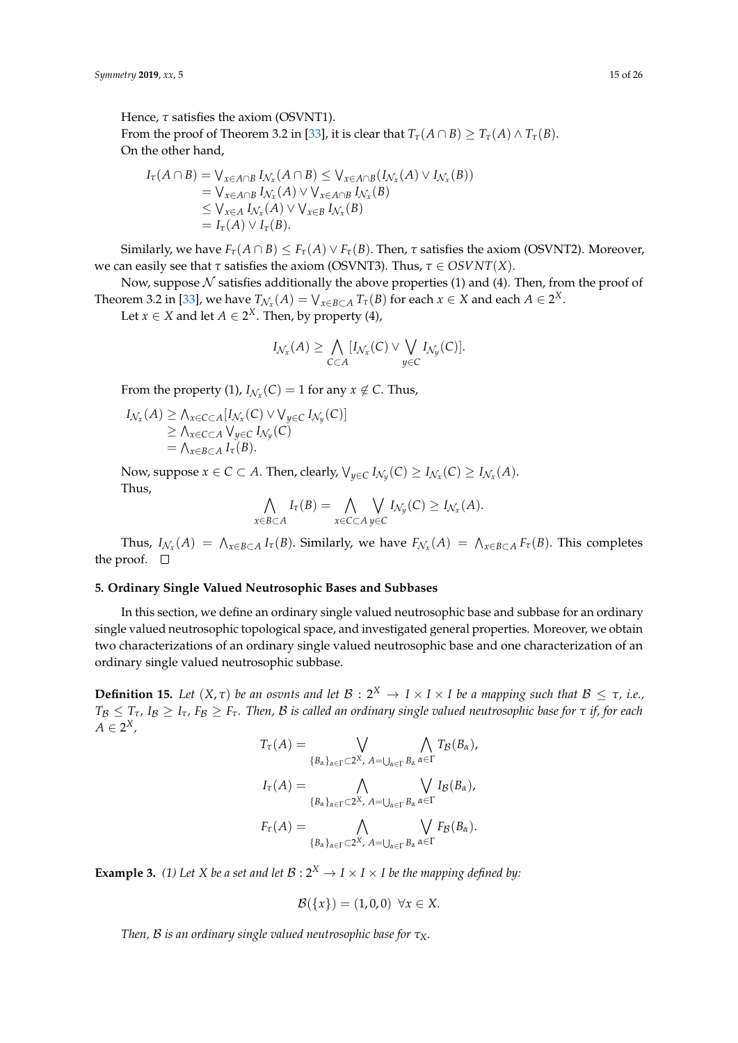Hence, $\tau$ satisfies the axiom (OSVNT1).

From the proof of Theorem 3.2 in [33], it is clear that $T_\tau(A \cap B) \geq T_\tau(A) \wedge T_\tau(B)$.

On the other hand,

$$
\begin{aligned}
I_\tau(A \cap B) &= \bigvee_{x \in A \cap B} I_{\mathcal{N}_x}(A \cap B) \leq \bigvee_{x \in A \cap B}(I_{\mathcal{N}_x}(A) \vee I_{\mathcal{N}_x}(B)) \\
&= \bigvee_{x \in A \cap B} I_{\mathcal{N}_x}(A) \vee \bigvee_{x \in A \cap B} I_{\mathcal{N}_x}(B) \\
&\leq \bigvee_{x \in A} I_{\mathcal{N}_x}(A) \vee \bigvee_{x \in B} I_{\mathcal{N}_x}(B) \\
&= I_\tau(A) \vee I_\tau(B).
\end{aligned}
$$

Similarly, we have $F_\tau(A \cap B) \leq F_\tau(A) \vee F_\tau(B)$. Then, $\tau$ satisfies the axiom (OSVNT2). Moreover, we can easily see that $\tau$ satisfies the axiom (OSVNT3). Thus, $\tau \in OSVNT(X)$.

Now, suppose $\mathcal{N}$ satisfies additionally the above properties (1) and (4). Then, from the proof of Theorem 3.2 in [33], we have $T_{\mathcal{N}_x}(A) = \bigvee_{x \in B \subset A} T_\tau(B)$ for each $x \in X$ and each $A \in 2^X$.

Let $x \in X$ and let $A \in 2^X$. Then, by property (4),

$$
I_{\mathcal{N}_x}(A) \geq \bigwedge_{C \subset A} [I_{\mathcal{N}_x}(C) \vee \bigvee_{y \in C} I_{\mathcal{N}_y}(C)].
$$

From the property (1), $I_{\mathcal{N}_x}(C) = 1$ for any $x \notin C$. Thus,

$$
\begin{aligned}
I_{\mathcal{N}_x}(A) &\geq \bigwedge_{x \in C \subset A}[I_{\mathcal{N}_x}(C) \vee \bigvee_{y \in C} I_{\mathcal{N}_y}(C)] \\
&\geq \bigwedge_{x \in C \subset A} \bigvee_{y \in C} I_{\mathcal{N}_y}(C) \\
&= \bigwedge_{x \in B \subset A} I_\tau(B).
\end{aligned}
$$

Now, suppose $x \in C \subset A$. Then, clearly, $\bigvee_{y \in C} I_{\mathcal{N}_y}(C) \geq I_{\mathcal{N}_x}(C) \geq I_{\mathcal{N}_x}(A)$.

Thus,

$$
\bigwedge_{x \in B \subset A} I_\tau(B) = \bigwedge_{x \in C \subset A} \bigvee_{y \in C} I_{\mathcal{N}_y}(C) \geq I_{\mathcal{N}_x}(A).
$$

Thus, $I_{\mathcal{N}_x}(A) = \bigwedge_{x \in B \subset A} I_\tau(B)$. Similarly, we have $F_{\mathcal{N}_x}(A) = \bigwedge_{x \in B \subset A} F_\tau(B)$. This completes the proof. □

## 5. Ordinary Single Valued Neutrosophic Bases and Subbases

In this section, we define an ordinary single valued neutrosophic base and subbase for an ordinary single valued neutrosophic topological space, and investigated general properties. Moreover, we obtain two characterizations of an ordinary single valued neutrosophic base and one characterization of an ordinary single valued neutrosophic subbase.

**Definition 15.** *Let $(X, \tau)$ be an osvnts and let $\mathcal{B} : 2^X \to I \times I \times I$ be a mapping such that $\mathcal{B} \leq \tau$, i.e., $T_{\mathcal{B}} \leq T_\tau$, $I_{\mathcal{B}} \geq I_\tau$, $F_{\mathcal{B}} \geq F_\tau$. Then, $\mathcal{B}$ is called an ordinary single valued neutrosophic base for $\tau$ if, for each $A \in 2^X$,*

$$
T_\tau(A) = \bigvee_{\{B_\alpha\}_{\alpha \in \Gamma} \subset 2^X,\ A = \bigcup_{\alpha \in \Gamma} B_\alpha} \bigwedge_{\alpha \in \Gamma} T_{\mathcal{B}}(B_\alpha),
$$

$$
I_\tau(A) = \bigwedge_{\{B_\alpha\}_{\alpha \in \Gamma} \subset 2^X,\ A = \bigcup_{\alpha \in \Gamma} B_\alpha} \bigvee_{\alpha \in \Gamma} I_{\mathcal{B}}(B_\alpha),
$$

$$
F_\tau(A) = \bigwedge_{\{B_\alpha\}_{\alpha \in \Gamma} \subset 2^X,\ A = \bigcup_{\alpha \in \Gamma} B_\alpha} \bigvee_{\alpha \in \Gamma} F_{\mathcal{B}}(B_\alpha).
$$

**Example 3.** *(1) Let $X$ be a set and let $\mathcal{B} : 2^X \to I \times I \times I$ be the mapping defined by:*

$$
\mathcal{B}(\{x\}) = (1, 0, 0) \ \ \forall x \in X.
$$

*Then, $\mathcal{B}$ is an ordinary single valued neutrosophic base for $\tau_X$.*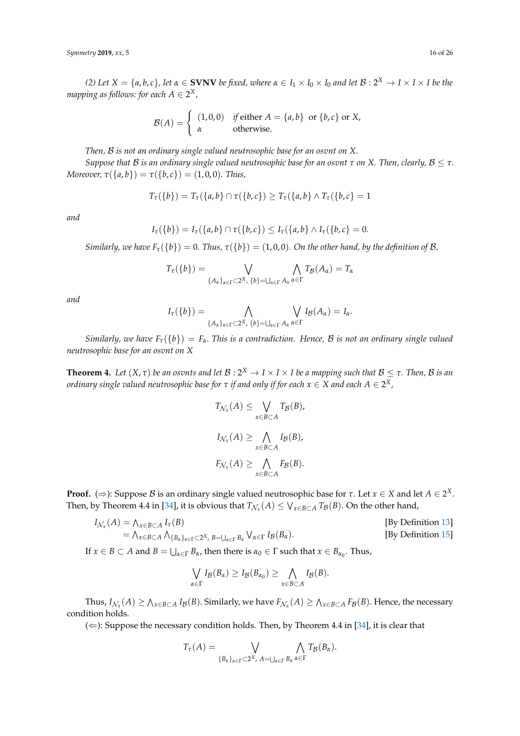*(2) Let $X = \{a, b, c\}$, let $\alpha \in$ **SVNV** be fixed, where $\alpha \in I_1 \times I_0 \times I_0$ and let $\mathcal{B} : 2^X \to I \times I \times I$ be the mapping as follows: for each $A \in 2^X$,*

$$\mathcal{B}(A) = \begin{cases} (1,0,0) & \text{if either } A = \{a,b\} \text{ or } \{b,c\} \text{ or } X, \\ \alpha & \text{otherwise.} \end{cases}$$

*Then, $\mathcal{B}$ is not an ordinary single valued neutrosophic base for an osvnt on $X$.*

*Suppose that $\mathcal{B}$ is an ordinary single valued neutrosophic base for an osvnt $\tau$ on $X$. Then, clearly, $\mathcal{B} \leq \tau$. Moreover, $\tau(\{a,b\}) = \tau(\{b,c\}) = (1,0,0)$. Thus,*

$$T_\tau(\{b\}) = T_\tau(\{a,b\} \cap \tau(\{b,c\}) \geq T_\tau(\{a,b\} \wedge T_\tau(\{b,c\} = 1$$

*and*

$$I_\tau(\{b\}) = I_\tau(\{a,b\} \cap \tau(\{b,c\}) \leq I_\tau(\{a,b\} \wedge I_\tau(\{b,c\} = 0.$$

*Similarly, we have $F_\tau(\{b\}) = 0$. Thus, $\tau(\{b\}) = (1,0,0)$. On the other hand, by the definition of $\mathcal{B}$,*

$$T_\tau(\{b\}) = \bigvee_{\{A_\alpha\}_{\alpha\in\Gamma} \subset 2^X,\ \{b\} = \bigcup_{\alpha\in\Gamma} A_\alpha} \bigwedge_{\alpha\in\Gamma} T_{\mathcal{B}}(A_\alpha) = T_\alpha$$

*and*

$$I_\tau(\{b\}) = \bigwedge_{\{A_\alpha\}_{\alpha\in\Gamma} \subset 2^X,\ \{b\} = \bigcup_{\alpha\in\Gamma} A_\alpha} \bigvee_{\alpha\in\Gamma} I_{\mathcal{B}}(A_\alpha) = I_\alpha.$$

*Similarly, we have $F_\tau(\{b\}) = F_\alpha$. This is a contradiction. Hence, $\mathcal{B}$ is not an ordinary single valued neutrosophic base for an osvnt on $X$*

**Theorem 4.** *Let $(X, \tau)$ be an osvnts and let $\mathcal{B} : 2^X \to I \times I \times I$ be a mapping such that $\mathcal{B} \leq \tau$. Then, $\mathcal{B}$ is an ordinary single valued neutrosophic base for $\tau$ if and only if for each $x \in X$ and each $A \in 2^X$,*

$$T_{\mathcal{N}_x}(A) \leq \bigvee_{x\in B\subset A} T_{\mathcal{B}}(B),$$

$$I_{\mathcal{N}_x}(A) \geq \bigwedge_{x\in B\subset A} I_{\mathcal{B}}(B),$$

$$F_{\mathcal{N}_x}(A) \geq \bigwedge_{x\in B\subset A} F_{\mathcal{B}}(B).$$

**Proof.** ($\Rightarrow$): Suppose $\mathcal{B}$ is an ordinary single valued neutrosophic base for $\tau$. Let $x \in X$ and let $A \in 2^X$. Then, by Theorem 4.4 in [34], it is obvious that $T_{\mathcal{N}_x}(A) \leq \bigvee_{x\in B\subset A} T_{\mathcal{B}}(B)$. On the other hand,

$$\begin{aligned} I_{\mathcal{N}_x}(A) &= \textstyle\bigwedge_{x\in B\subset A} I_\tau(B) && \text{[By Definition 13]} \\ &= \textstyle\bigwedge_{x\in B\subset A} \bigwedge_{\{B_\alpha\}_{\alpha\in\Gamma}\subset 2^X,\ B=\bigcup_{\alpha\in\Gamma} B_\alpha} \bigvee_{\alpha\in\Gamma} I_{\mathcal{B}}(B_\alpha). && \text{[By Definition 15]} \end{aligned}$$

If $x \in B \subset A$ and $B = \bigcup_{\alpha\in\Gamma} B_\alpha$, then there is $\alpha_0 \in \Gamma$ such that $x \in B_{\alpha_0}$. Thus,

$$\bigvee_{\alpha\in\Gamma} I_{\mathcal{B}}(B_\alpha) \geq I_{\mathcal{B}}(B_{\alpha_0}) \geq \bigwedge_{x\in B\subset A} I_{\mathcal{B}}(B).$$

Thus, $I_{\mathcal{N}_x}(A) \geq \bigwedge_{x\in B\subset A} I_{\mathcal{B}}(B)$. Similarly, we have $F_{\mathcal{N}_x}(A) \geq \bigwedge_{x\in B\subset A} F_{\mathcal{B}}(B)$. Hence, the necessary condition holds.

($\Leftarrow$): Suppose the necessary condition holds. Then, by Theorem 4.4 in [34], it is clear that

$$T_\tau(A) = \bigvee_{\{B_\alpha\}_{\alpha\in\Gamma}\subset 2^X,\ A=\bigcup_{\alpha\in\Gamma} B_\alpha} \bigwedge_{\alpha\in\Gamma} T_{\mathcal{B}}(B_\alpha).$$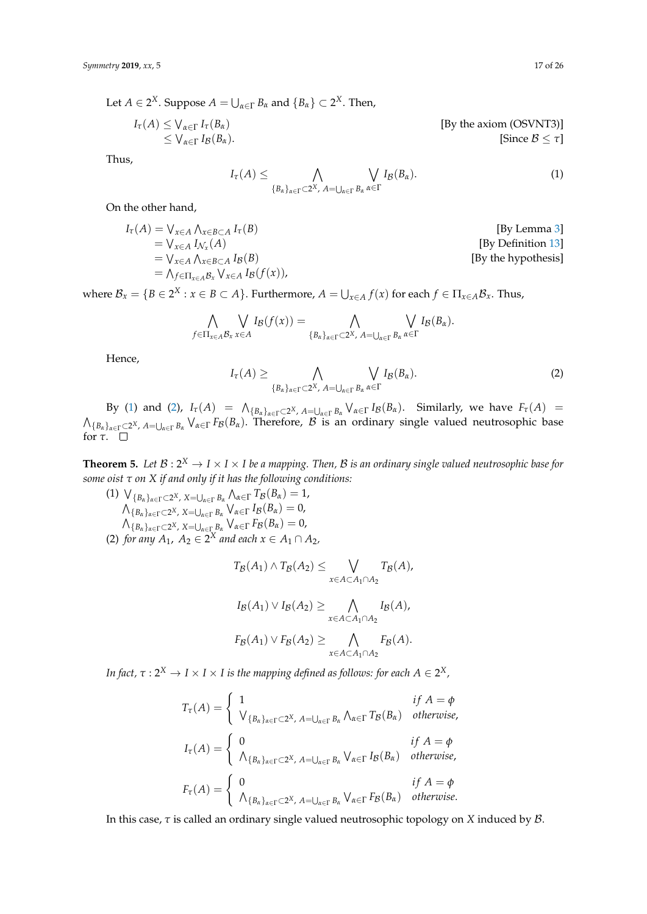Let $A \in 2^X$. Suppose $A = \bigcup_{\alpha \in \Gamma} B_\alpha$ and $\{B_\alpha\} \subset 2^X$. Then,

$$\begin{aligned}
I_\tau(A) &\leq \bigvee_{\alpha \in \Gamma} I_\tau(B_\alpha) && \text{[By the axiom (OSVNT3)]} \\
&\leq \bigvee_{\alpha \in \Gamma} I_\mathcal{B}(B_\alpha). && \text{[Since } \mathcal{B} \leq \tau\text{]}
\end{aligned}$$

Thus,

$$I_\tau(A) \leq \bigwedge_{\{B_\alpha\}_{\alpha \in \Gamma} \subset 2^X,\ A = \bigcup_{\alpha \in \Gamma} B_\alpha} \bigvee_{\alpha \in \Gamma} I_\mathcal{B}(B_\alpha). \tag{1}$$

On the other hand,

$$\begin{aligned}
I_\tau(A) &= \bigvee_{x \in A} \bigwedge_{x \in B \subset A} I_\tau(B) && \text{[By Lemma 3]} \\
&= \bigvee_{x \in A} I_{\mathcal{N}_x}(A) && \text{[By Definition 13]} \\
&= \bigvee_{x \in A} \bigwedge_{x \in B \subset A} I_\mathcal{B}(B) && \text{[By the hypothesis]} \\
&= \bigwedge_{f \in \Pi_{x \in A} \mathcal{B}_x} \bigvee_{x \in A} I_\mathcal{B}(f(x)),
\end{aligned}$$

where $\mathcal{B}_x = \{B \in 2^X : x \in B \subset A\}$. Furthermore, $A = \bigcup_{x \in A} f(x)$ for each $f \in \Pi_{x \in A} \mathcal{B}_x$. Thus,

$$\bigwedge_{f \in \Pi_{x \in A} \mathcal{B}_x} \bigvee_{x \in A} I_\mathcal{B}(f(x)) = \bigwedge_{\{B_\alpha\}_{\alpha \in \Gamma} \subset 2^X,\ A = \bigcup_{\alpha \in \Gamma} B_\alpha} \bigvee_{\alpha \in \Gamma} I_\mathcal{B}(B_\alpha).$$

Hence,

$$I_\tau(A) \geq \bigwedge_{\{B_\alpha\}_{\alpha \in \Gamma} \subset 2^X,\ A = \bigcup_{\alpha \in \Gamma} B_\alpha} \bigvee_{\alpha \in \Gamma} I_\mathcal{B}(B_\alpha). \tag{2}$$

By (1) and (2), $I_\tau(A) = \bigwedge_{\{B_\alpha\}_{\alpha \in \Gamma} \subset 2^X,\ A = \bigcup_{\alpha \in \Gamma} B_\alpha} \bigvee_{\alpha \in \Gamma} I_\mathcal{B}(B_\alpha)$. Similarly, we have $F_\tau(A) = \bigwedge_{\{B_\alpha\}_{\alpha \in \Gamma} \subset 2^X,\ A = \bigcup_{\alpha \in \Gamma} B_\alpha} \bigvee_{\alpha \in \Gamma} F_\mathcal{B}(B_\alpha)$. Therefore, $\mathcal{B}$ is an ordinary single valued neutrosophic base for $\tau$. $\square$

**Theorem 5.** *Let $\mathcal{B} : 2^X \to I \times I \times I$ be a mapping. Then, $\mathcal{B}$ is an ordinary single valued neutrosophic base for some oist $\tau$ on $X$ if and only if it has the following conditions:*

(1) $\bigvee_{\{B_\alpha\}_{\alpha \in \Gamma} \subset 2^X,\ X = \bigcup_{\alpha \in \Gamma} B_\alpha} \bigwedge_{\alpha \in \Gamma} T_\mathcal{B}(B_\alpha) = 1,$
$\bigwedge_{\{B_\alpha\}_{\alpha \in \Gamma} \subset 2^X,\ X = \bigcup_{\alpha \in \Gamma} B_\alpha} \bigvee_{\alpha \in \Gamma} I_\mathcal{B}(B_\alpha) = 0,$
$\bigwedge_{\{B_\alpha\}_{\alpha \in \Gamma} \subset 2^X,\ X = \bigcup_{\alpha \in \Gamma} B_\alpha} \bigvee_{\alpha \in \Gamma} F_\mathcal{B}(B_\alpha) = 0,$

(2) *for any $A_1,\ A_2 \in 2^X$ and each $x \in A_1 \cap A_2$,*

$$T_\mathcal{B}(A_1) \wedge T_\mathcal{B}(A_2) \leq \bigvee_{x \in A \subset A_1 \cap A_2} T_\mathcal{B}(A),$$

$$I_\mathcal{B}(A_1) \vee I_\mathcal{B}(A_2) \geq \bigwedge_{x \in A \subset A_1 \cap A_2} I_\mathcal{B}(A),$$

$$F_\mathcal{B}(A_1) \vee F_\mathcal{B}(A_2) \geq \bigwedge_{x \in A \subset A_1 \cap A_2} F_\mathcal{B}(A).$$

*In fact, $\tau : 2^X \to I \times I \times I$ is the mapping defined as follows: for each $A \in 2^X$,*

$$T_\tau(A) = \begin{cases} 1 & if\ A = \phi \\ \bigvee_{\{B_\alpha\}_{\alpha \in \Gamma} \subset 2^X,\ A = \bigcup_{\alpha \in \Gamma} B_\alpha} \bigwedge_{\alpha \in \Gamma} T_\mathcal{B}(B_\alpha) & otherwise, \end{cases}$$

$$I_\tau(A) = \begin{cases} 0 & if\ A = \phi \\ \bigwedge_{\{B_\alpha\}_{\alpha \in \Gamma} \subset 2^X,\ A = \bigcup_{\alpha \in \Gamma} B_\alpha} \bigvee_{\alpha \in \Gamma} I_\mathcal{B}(B_\alpha) & otherwise, \end{cases}$$

$$F_\tau(A) = \begin{cases} 0 & if\ A = \phi \\ \bigwedge_{\{B_\alpha\}_{\alpha \in \Gamma} \subset 2^X,\ A = \bigcup_{\alpha \in \Gamma} B_\alpha} \bigvee_{\alpha \in \Gamma} F_\mathcal{B}(B_\alpha) & otherwise. \end{cases}$$

In this case, $\tau$ is called an ordinary single valued neutrosophic topology on $X$ induced by $\mathcal{B}$.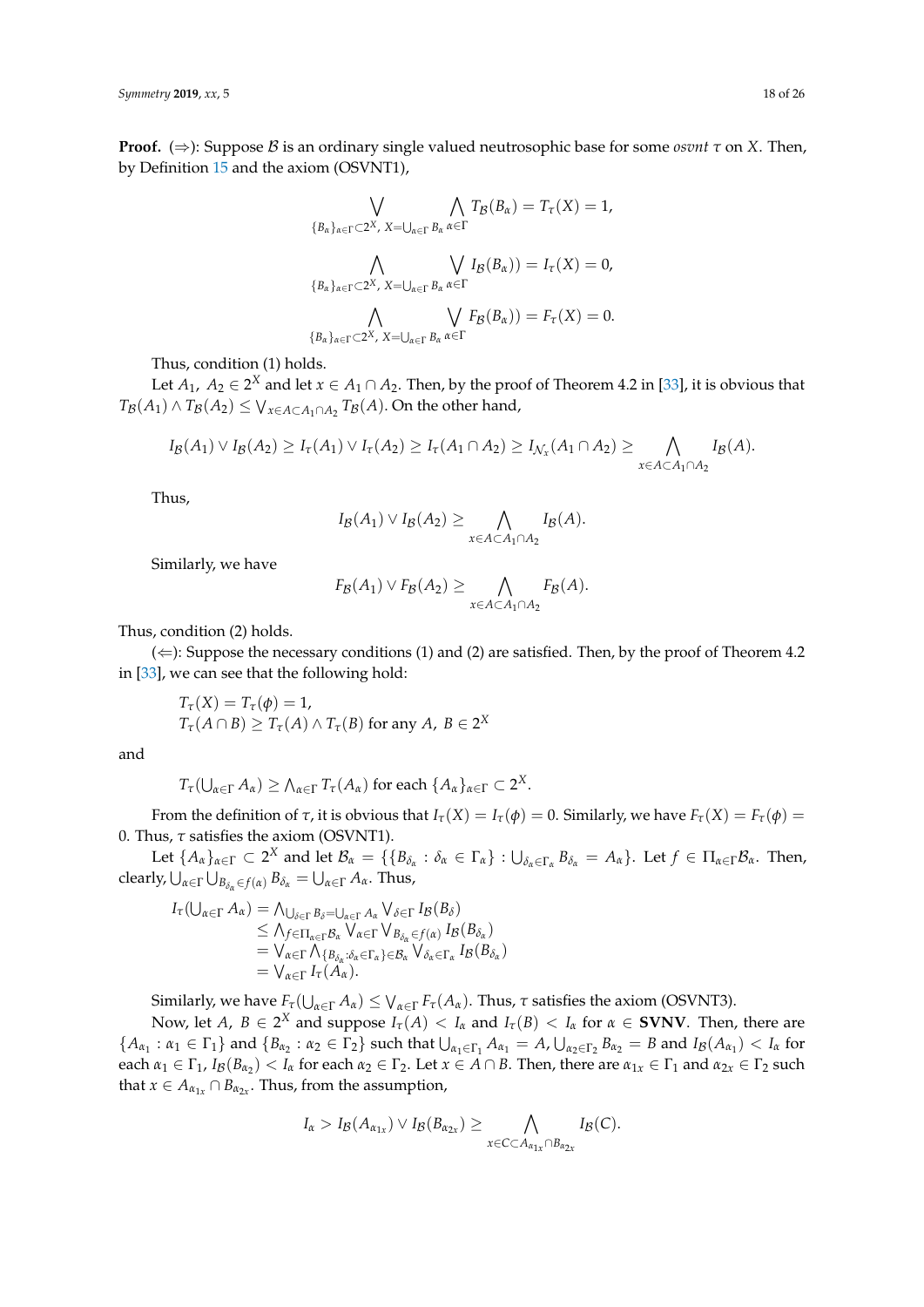**Proof.** ($\Rightarrow$): Suppose $\mathcal{B}$ is an ordinary single valued neutrosophic base for some *osvnt* $\tau$ on $X$. Then, by Definition 15 and the axiom (OSVNT1),

$$\bigvee_{\{B_\alpha\}_{\alpha\in\Gamma}\subset 2^X,\ X=\bigcup_{\alpha\in\Gamma}B_\alpha}\ \bigwedge_{\alpha\in\Gamma} T_{\mathcal{B}}(B_\alpha) = T_\tau(X) = 1,$$

$$\bigwedge_{\{B_\alpha\}_{\alpha\in\Gamma}\subset 2^X,\ X=\bigcup_{\alpha\in\Gamma}B_\alpha}\ \bigvee_{\alpha\in\Gamma} I_{\mathcal{B}}(B_\alpha)) = I_\tau(X) = 0,$$

$$\bigwedge_{\{B_\alpha\}_{\alpha\in\Gamma}\subset 2^X,\ X=\bigcup_{\alpha\in\Gamma}B_\alpha}\ \bigvee_{\alpha\in\Gamma} F_{\mathcal{B}}(B_\alpha)) = F_\tau(X) = 0.$$

Thus, condition (1) holds.

Let $A_1,\ A_2 \in 2^X$ and let $x \in A_1 \cap A_2$. Then, by the proof of Theorem 4.2 in [33], it is obvious that $T_{\mathcal{B}}(A_1) \wedge T_{\mathcal{B}}(A_2) \leq \bigvee_{x\in A\subset A_1\cap A_2} T_{\mathcal{B}}(A)$. On the other hand,

$$I_{\mathcal{B}}(A_1) \vee I_{\mathcal{B}}(A_2) \geq I_\tau(A_1) \vee I_\tau(A_2) \geq I_\tau(A_1 \cap A_2) \geq I_{\mathcal{N}_x}(A_1 \cap A_2) \geq \bigwedge_{x\in A\subset A_1\cap A_2} I_{\mathcal{B}}(A).$$

Thus,

$$I_{\mathcal{B}}(A_1) \vee I_{\mathcal{B}}(A_2) \geq \bigwedge_{x\in A\subset A_1\cap A_2} I_{\mathcal{B}}(A).$$

Similarly, we have

$$F_{\mathcal{B}}(A_1) \vee F_{\mathcal{B}}(A_2) \geq \bigwedge_{x\in A\subset A_1\cap A_2} F_{\mathcal{B}}(A).$$

Thus, condition (2) holds.

($\Leftarrow$): Suppose the necessary conditions (1) and (2) are satisfied. Then, by the proof of Theorem 4.2 in [33], we can see that the following hold:

$T_\tau(X) = T_\tau(\phi) = 1$,
$T_\tau(A \cap B) \geq T_\tau(A) \wedge T_\tau(B)$ for any $A,\ B \in 2^X$

and

$T_\tau(\bigcup_{\alpha\in\Gamma} A_\alpha) \geq \bigwedge_{\alpha\in\Gamma} T_\tau(A_\alpha)$ for each $\{A_\alpha\}_{\alpha\in\Gamma} \subset 2^X$.

From the definition of $\tau$, it is obvious that $I_\tau(X) = I_\tau(\phi) = 0$. Similarly, we have $F_\tau(X) = F_\tau(\phi) = 0$. Thus, $\tau$ satisfies the axiom (OSVNT1).

Let $\{A_\alpha\}_{\alpha\in\Gamma} \subset 2^X$ and let $\mathcal{B}_\alpha = \{\{B_{\delta_\alpha} : \delta_\alpha \in \Gamma_\alpha\} : \bigcup_{\delta_\alpha\in\Gamma_\alpha} B_{\delta_\alpha} = A_\alpha\}$. Let $f \in \Pi_{\alpha\in\Gamma}\mathcal{B}_\alpha$. Then, clearly, $\bigcup_{\alpha\in\Gamma}\bigcup_{B_{\delta_\alpha}\in f(\alpha)} B_{\delta_\alpha} = \bigcup_{\alpha\in\Gamma} A_\alpha$. Thus,

$$\begin{aligned}
I_\tau(\textstyle\bigcup_{\alpha\in\Gamma} A_\alpha) &= \textstyle\bigwedge_{\bigcup_{\delta\in\Gamma} B_\delta = \bigcup_{\alpha\in\Gamma} A_\alpha} \bigvee_{\delta\in\Gamma} I_{\mathcal{B}}(B_\delta) \\
&\leq \textstyle\bigwedge_{f\in\Pi_{\alpha\in\Gamma}\mathcal{B}_\alpha} \bigvee_{\alpha\in\Gamma} \bigvee_{B_{\delta_\alpha}\in f(\alpha)} I_{\mathcal{B}}(B_{\delta_\alpha}) \\
&= \textstyle\bigvee_{\alpha\in\Gamma} \bigwedge_{\{B_{\delta_\alpha}:\delta_\alpha\in\Gamma_\alpha\}\in\mathcal{B}_\alpha} \bigvee_{\delta_\alpha\in\Gamma_\alpha} I_{\mathcal{B}}(B_{\delta_\alpha}) \\
&= \textstyle\bigvee_{\alpha\in\Gamma} I_\tau(A_\alpha).
\end{aligned}$$

Similarly, we have $F_\tau(\bigcup_{\alpha\in\Gamma} A_\alpha) \leq \bigvee_{\alpha\in\Gamma} F_\tau(A_\alpha)$. Thus, $\tau$ satisfies the axiom (OSVNT3).

Now, let $A,\ B \in 2^X$ and suppose $I_\tau(A) < I_\alpha$ and $I_\tau(B) < I_\alpha$ for $\alpha \in \mathbf{SVNV}$. Then, there are $\{A_{\alpha_1} : \alpha_1 \in \Gamma_1\}$ and $\{B_{\alpha_2} : \alpha_2 \in \Gamma_2\}$ such that $\bigcup_{\alpha_1\in\Gamma_1} A_{\alpha_1} = A$, $\bigcup_{\alpha_2\in\Gamma_2} B_{\alpha_2} = B$ and $I_{\mathcal{B}}(A_{\alpha_1}) < I_\alpha$ for each $\alpha_1 \in \Gamma_1$, $I_{\mathcal{B}}(B_{\alpha_2}) < I_\alpha$ for each $\alpha_2 \in \Gamma_2$. Let $x \in A \cap B$. Then, there are $\alpha_{1x} \in \Gamma_1$ and $\alpha_{2x} \in \Gamma_2$ such that $x \in A_{\alpha_{1x}} \cap B_{\alpha_{2x}}$. Thus, from the assumption,

$$I_\alpha > I_{\mathcal{B}}(A_{\alpha_{1x}}) \vee I_{\mathcal{B}}(B_{\alpha_{2x}}) \geq \bigwedge_{x\in C\subset A_{\alpha_{1x}}\cap B_{\alpha_{2x}}} I_{\mathcal{B}}(C).$$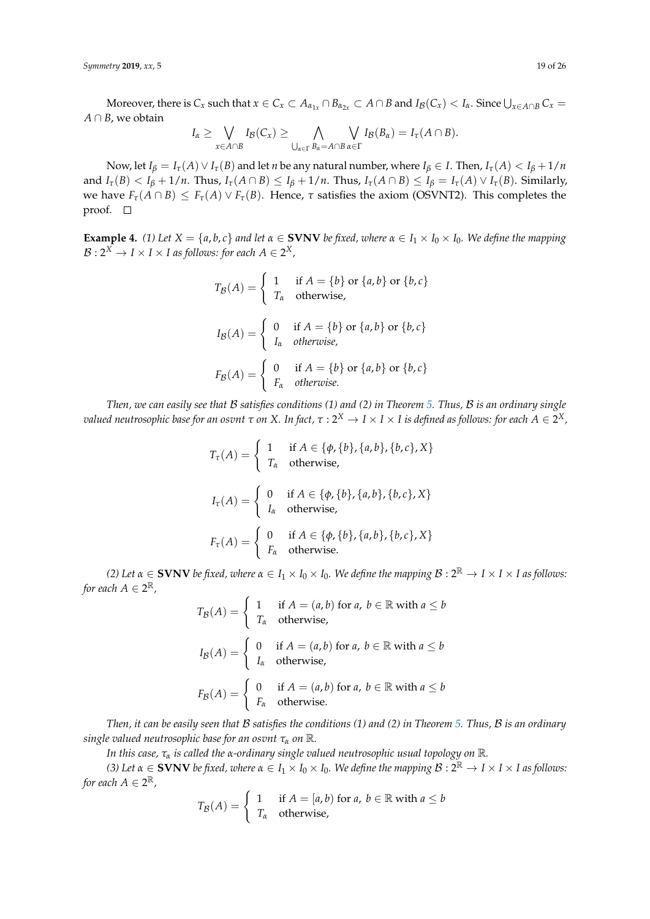Moreover, there is $C_x$ such that $x \in C_x \subset A_{\alpha_{1x}} \cap B_{\alpha_{2x}} \subset A \cap B$ and $I_{\mathcal{B}}(C_x) < I_\alpha$. Since $\bigcup_{x \in A\cap B} C_x = A \cap B$, we obtain

$$I_\alpha \geq \bigvee_{x \in A \cap B} I_{\mathcal{B}}(C_x) \geq \bigwedge_{\bigcup_{\alpha\in\Gamma} B_\alpha = A\cap B} \bigvee_{\alpha \in \Gamma} I_{\mathcal{B}}(B_\alpha) = I_\tau(A \cap B).$$

Now, let $I_\beta = I_\tau(A) \vee I_\tau(B)$ and let $n$ be any natural number, where $I_\beta \in I$. Then, $I_\tau(A) < I_\beta + 1/n$ and $I_\tau(B) < I_\beta + 1/n$. Thus, $I_\tau(A \cap B) \leq I_\beta + 1/n$. Thus, $I_\tau(A \cap B) \leq I_\beta = I_\tau(A) \vee I_\tau(B)$. Similarly, we have $F_\tau(A \cap B) \leq F_\tau(A) \vee F_\tau(B)$. Hence, $\tau$ satisfies the axiom (OSVNT2). This completes the proof. □

**Example 4.** *(1) Let $X = \{a, b, c\}$ and let $\alpha \in$ **SVNV** be fixed, where $\alpha \in I_1 \times I_0 \times I_0$. We define the mapping $\mathcal{B} : 2^X \to I \times I \times I$ as follows: for each $A \in 2^X$,*

$$T_{\mathcal{B}}(A) = \begin{cases} 1 & \text{if } A = \{b\} \text{ or } \{a,b\} \text{ or } \{b,c\} \\ T_\alpha & \text{otherwise,} \end{cases}$$

$$I_{\mathcal{B}}(A) = \begin{cases} 0 & \text{if } A = \{b\} \text{ or } \{a,b\} \text{ or } \{b,c\} \\ I_\alpha & \textit{otherwise,} \end{cases}$$

$$F_{\mathcal{B}}(A) = \begin{cases} 0 & \text{if } A = \{b\} \text{ or } \{a,b\} \text{ or } \{b,c\} \\ F_\alpha & \textit{otherwise.} \end{cases}$$

*Then, we can easily see that $\mathcal{B}$ satisfies conditions (1) and (2) in Theorem 5. Thus, $\mathcal{B}$ is an ordinary single valued neutrosophic base for an osvnt $\tau$ on $X$. In fact, $\tau : 2^X \to I \times I \times I$ is defined as follows: for each $A \in 2^X$,*

$$T_\tau(A) = \begin{cases} 1 & \text{if } A \in \{\phi, \{b\}, \{a,b\}, \{b,c\}, X\} \\ T_\alpha & \text{otherwise,} \end{cases}$$

$$I_\tau(A) = \begin{cases} 0 & \text{if } A \in \{\phi, \{b\}, \{a,b\}, \{b,c\}, X\} \\ I_\alpha & \text{otherwise,} \end{cases}$$

$$F_\tau(A) = \begin{cases} 0 & \text{if } A \in \{\phi, \{b\}, \{a,b\}, \{b,c\}, X\} \\ F_\alpha & \text{otherwise.} \end{cases}$$

*(2) Let $\alpha \in$ **SVNV** be fixed, where $\alpha \in I_1 \times I_0 \times I_0$. We define the mapping $\mathcal{B} : 2^{\mathbb{R}} \to I \times I \times I$ as follows: for each $A \in 2^{\mathbb{R}}$,*

$$T_{\mathcal{B}}(A) = \begin{cases} 1 & \text{if } A = (a,b) \text{ for } a,\ b \in \mathbb{R} \text{ with } a \leq b \\ T_\alpha & \text{otherwise,} \end{cases}$$

$$I_{\mathcal{B}}(A) = \begin{cases} 0 & \text{if } A = (a,b) \text{ for } a,\ b \in \mathbb{R} \text{ with } a \leq b \\ I_\alpha & \text{otherwise,} \end{cases}$$

$$F_{\mathcal{B}}(A) = \begin{cases} 0 & \text{if } A = (a,b) \text{ for } a,\ b \in \mathbb{R} \text{ with } a \leq b \\ F_\alpha & \text{otherwise.} \end{cases}$$

*Then, it can be easily seen that $\mathcal{B}$ satisfies the conditions (1) and (2) in Theorem 5. Thus, $\mathcal{B}$ is an ordinary single valued neutrosophic base for an osvnt $\tau_\alpha$ on $\mathbb{R}$.*

*In this case, $\tau_\alpha$ is called the $\alpha$-ordinary single valued neutrosophic usual topology on $\mathbb{R}$.*

*(3) Let $\alpha \in$ **SVNV** be fixed, where $\alpha \in I_1 \times I_0 \times I_0$. We define the mapping $\mathcal{B} : 2^{\mathbb{R}} \to I \times I \times I$ as follows: for each $A \in 2^{\mathbb{R}}$,*

$$T_{\mathcal{B}}(A) = \begin{cases} 1 & \text{if } A = [a,b) \text{ for } a,\ b \in \mathbb{R} \text{ with } a \leq b \\ T_\alpha & \text{otherwise,} \end{cases}$$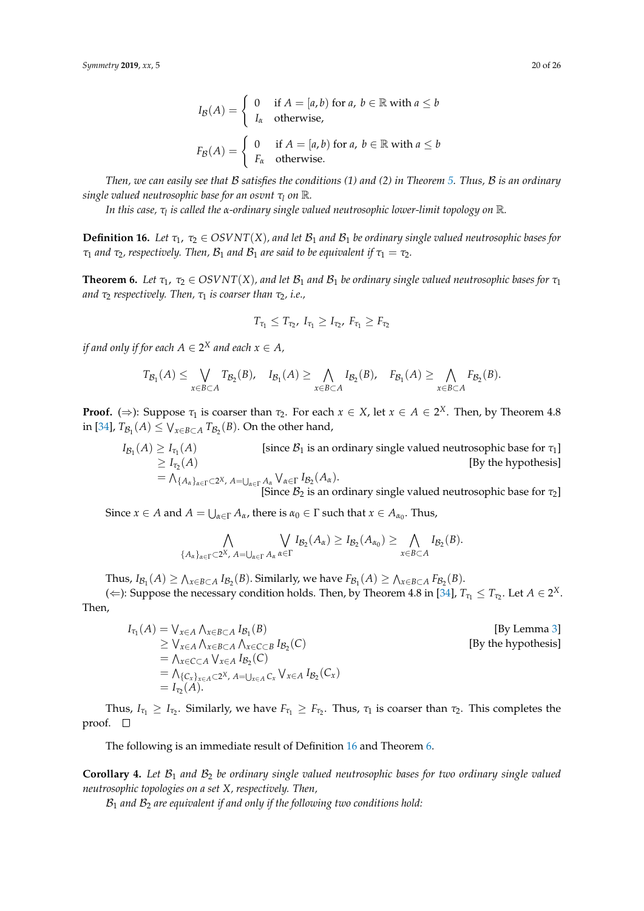$$I_{\mathcal{B}}(A) = \begin{cases} 0 & \text{if } A = [a,b) \text{ for } a,\ b \in \mathbb{R} \text{ with } a \leq b \\ I_\alpha & \text{otherwise,} \end{cases}$$

$$F_{\mathcal{B}}(A) = \begin{cases} 0 & \text{if } A = [a,b) \text{ for } a,\ b \in \mathbb{R} \text{ with } a \leq b \\ F_\alpha & \text{otherwise.} \end{cases}$$

*Then, we can easily see that $\mathcal{B}$ satisfies the conditions (1) and (2) in Theorem 5. Thus, $\mathcal{B}$ is an ordinary single valued neutrosophic base for an osvnt $\tau_l$ on $\mathbb{R}$.*

*In this case, $\tau_l$ is called the $\alpha$-ordinary single valued neutrosophic lower-limit topology on $\mathbb{R}$.*

**Definition 16.** *Let $\tau_1,\ \tau_2 \in OSVNT(X)$, and let $\mathcal{B}_1$ and $\mathcal{B}_1$ be ordinary single valued neutrosophic bases for $\tau_1$ and $\tau_2$, respectively. Then, $\mathcal{B}_1$ and $\mathcal{B}_1$ are said to be equivalent if $\tau_1 = \tau_2$.*

**Theorem 6.** *Let $\tau_1,\ \tau_2 \in OSVNT(X)$, and let $\mathcal{B}_1$ and $\mathcal{B}_1$ be ordinary single valued neutrosophic bases for $\tau_1$ and $\tau_2$ respectively. Then, $\tau_1$ is coarser than $\tau_2$, i.e.,*

$$T_{\tau_1} \leq T_{\tau_2},\ I_{\tau_1} \geq I_{\tau_2},\ F_{\tau_1} \geq F_{\tau_2}$$

*if and only if for each $A \in 2^X$ and each $x \in A$,*

$$T_{\mathcal{B}_1}(A) \leq \bigvee_{x \in B \subset A} T_{\mathcal{B}_2}(B), \quad I_{\mathcal{B}_1}(A) \geq \bigwedge_{x \in B \subset A} I_{\mathcal{B}_2}(B), \quad F_{\mathcal{B}_1}(A) \geq \bigwedge_{x \in B \subset A} F_{\mathcal{B}_2}(B).$$

**Proof.** ($\Rightarrow$): Suppose $\tau_1$ is coarser than $\tau_2$. For each $x \in X$, let $x \in A \in 2^X$. Then, by Theorem 4.8 in [34], $T_{\mathcal{B}_1}(A) \leq \bigvee_{x \in B \subset A} T_{\mathcal{B}_2}(B)$. On the other hand,

$$\begin{aligned} I_{\mathcal{B}_1}(A) &\geq I_{\tau_1}(A) && [\text{since } \mathcal{B}_1 \text{ is an ordinary single valued neutrosophic base for } \tau_1] \\ &\geq I_{\tau_2}(A) && [\text{By the hypothesis}] \\ &= \bigwedge_{\{A_\alpha\}_{\alpha \in \Gamma} \subset 2^X,\ A = \bigcup_{\alpha \in \Gamma} A_\alpha} \bigvee_{\alpha \in \Gamma} I_{\mathcal{B}_2}(A_\alpha). && [\text{Since } \mathcal{B}_2 \text{ is an ordinary single valued neutrosophic base for } \tau_2] \end{aligned}$$

Since $x \in A$ and $A = \bigcup_{\alpha \in \Gamma} A_\alpha$, there is $\alpha_0 \in \Gamma$ such that $x \in A_{\alpha_0}$. Thus,

$$\bigwedge_{\{A_\alpha\}_{\alpha \in \Gamma} \subset 2^X,\ A = \bigcup_{\alpha \in \Gamma} A_\alpha} \bigvee_{\alpha \in \Gamma} I_{\mathcal{B}_2}(A_\alpha) \geq I_{\mathcal{B}_2}(A_{\alpha_0}) \geq \bigwedge_{x \in B \subset A} I_{\mathcal{B}_2}(B).$$

Thus, $I_{\mathcal{B}_1}(A) \geq \bigwedge_{x \in B \subset A} I_{\mathcal{B}_2}(B)$. Similarly, we have $F_{\mathcal{B}_1}(A) \geq \bigwedge_{x \in B \subset A} F_{\mathcal{B}_2}(B)$.

($\Leftarrow$): Suppose the necessary condition holds. Then, by Theorem 4.8 in [34], $T_{\tau_1} \leq T_{\tau_2}$. Let $A \in 2^X$. Then,

$$\begin{aligned} I_{\tau_1}(A) &= \bigvee_{x \in A} \bigwedge_{x \in B \subset A} I_{\mathcal{B}_1}(B) && [\text{By Lemma 3}] \\ &\geq \bigvee_{x \in A} \bigwedge_{x \in B \subset A} \bigwedge_{x \in C \subset B} I_{\mathcal{B}_2}(C) && [\text{By the hypothesis}] \\ &= \bigwedge_{x \in C \subset A} \bigvee_{x \in A} I_{\mathcal{B}_2}(C) \\ &= \bigwedge_{\{C_x\}_{x \in A} \subset 2^X,\ A = \bigcup_{x \in A} C_x} \bigvee_{x \in A} I_{\mathcal{B}_2}(C_x) \\ &= I_{\tau_2}(A). \end{aligned}$$

Thus, $I_{\tau_1} \geq I_{\tau_2}$. Similarly, we have $F_{\tau_1} \geq F_{\tau_2}$. Thus, $\tau_1$ is coarser than $\tau_2$. This completes the proof. □

The following is an immediate result of Definition 16 and Theorem 6.

**Corollary 4.** *Let $\mathcal{B}_1$ and $\mathcal{B}_2$ be ordinary single valued neutrosophic bases for two ordinary single valued neutrosophic topologies on a set $X$, respectively. Then,*

*$\mathcal{B}_1$ and $\mathcal{B}_2$ are equivalent if and only if the following two conditions hold:*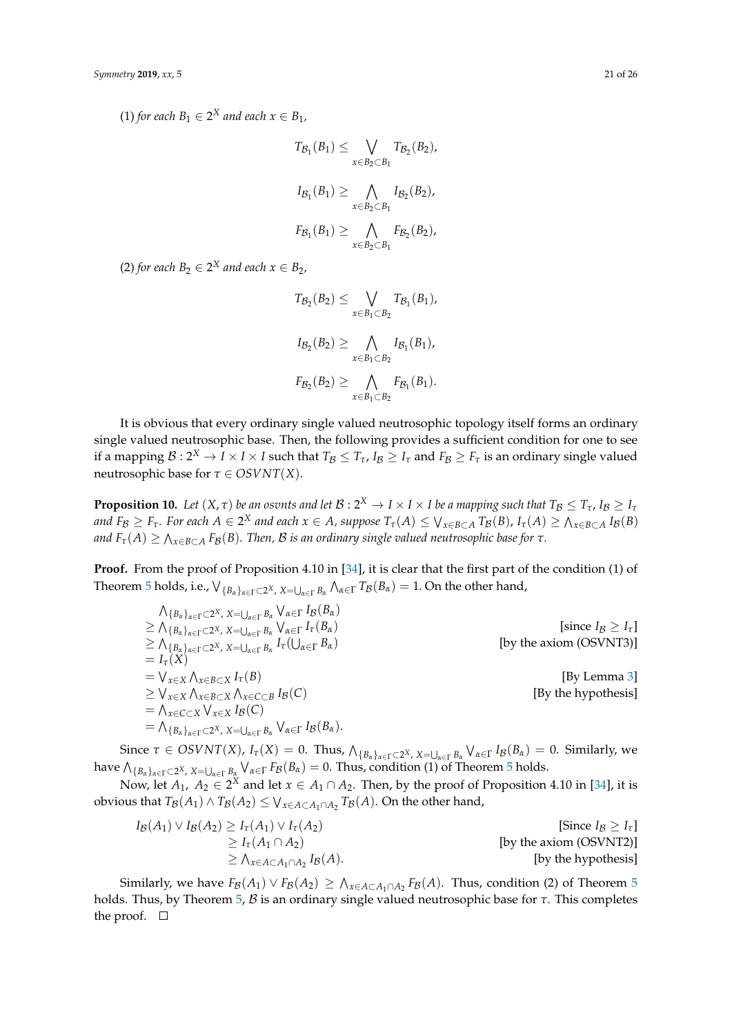(1) *for each* $B_1 \in 2^X$ *and each* $x \in B_1$,

$$T_{\mathcal{B}_1}(B_1) \leq \bigvee_{x \in B_2 \subset B_1} T_{\mathcal{B}_2}(B_2),$$

$$I_{\mathcal{B}_1}(B_1) \geq \bigwedge_{x \in B_2 \subset B_1} I_{\mathcal{B}_2}(B_2),$$

$$F_{\mathcal{B}_1}(B_1) \geq \bigwedge_{x \in B_2 \subset B_1} F_{\mathcal{B}_2}(B_2),$$

(2) *for each* $B_2 \in 2^X$ *and each* $x \in B_2$,

$$T_{\mathcal{B}_2}(B_2) \leq \bigvee_{x \in B_1 \subset B_2} T_{\mathcal{B}_1}(B_1),$$

$$I_{\mathcal{B}_2}(B_2) \geq \bigwedge_{x \in B_1 \subset B_2} I_{\mathcal{B}_1}(B_1),$$

$$F_{\mathcal{B}_2}(B_2) \geq \bigwedge_{x \in B_1 \subset B_2} F_{\mathcal{B}_1}(B_1).$$

It is obvious that every ordinary single valued neutrosophic topology itself forms an ordinary single valued neutrosophic base. Then, the following provides a sufficient condition for one to see if a mapping $\mathcal{B} : 2^X \to I \times I \times I$ such that $T_{\mathcal{B}} \leq T_\tau$, $I_{\mathcal{B}} \geq I_\tau$ and $F_{\mathcal{B}} \geq F_\tau$ is an ordinary single valued neutrosophic base for $\tau \in OSVNT(X)$.

**Proposition 10.** *Let* $(X, \tau)$ *be an osvnts and let* $\mathcal{B} : 2^X \to I \times I \times I$ *be a mapping such that* $T_{\mathcal{B}} \leq T_\tau$, $I_{\mathcal{B}} \geq I_\tau$ *and* $F_{\mathcal{B}} \geq F_\tau$. *For each* $A \in 2^X$ *and each* $x \in A$, *suppose* $T_\tau(A) \leq \bigvee_{x \in B \subset A} T_{\mathcal{B}}(B)$, $I_\tau(A) \geq \bigwedge_{x \in B \subset A} I_{\mathcal{B}}(B)$ *and* $F_\tau(A) \geq \bigwedge_{x \in B \subset A} F_{\mathcal{B}}(B)$. *Then,* $\mathcal{B}$ *is an ordinary single valued neutrosophic base for* $\tau$.

**Proof.** From the proof of Proposition 4.10 in [34], it is clear that the first part of the condition (1) of Theorem 5 holds, i.e., $\bigvee_{\{B_\alpha\}_{\alpha \in \Gamma} \subset 2^X,\, X = \bigcup_{\alpha \in \Gamma} B_\alpha} \bigwedge_{\alpha \in \Gamma} T_{\mathcal{B}}(B_\alpha) = 1$. On the other hand,

$$\begin{aligned}
&\bigwedge_{\{B_\alpha\}_{\alpha \in \Gamma} \subset 2^X,\, X = \bigcup_{\alpha \in \Gamma} B_\alpha} \bigvee_{\alpha \in \Gamma} I_{\mathcal{B}}(B_\alpha) \\
&\geq \bigwedge_{\{B_\alpha\}_{\alpha \in \Gamma} \subset 2^X,\, X = \bigcup_{\alpha \in \Gamma} B_\alpha} \bigvee_{\alpha \in \Gamma} I_\tau(B_\alpha) && \text{[since } I_{\mathcal{B}} \geq I_\tau\text{]} \\
&\geq \bigwedge_{\{B_\alpha\}_{\alpha \in \Gamma} \subset 2^X,\, X = \bigcup_{\alpha \in \Gamma} B_\alpha} I_\tau(\textstyle\bigcup_{\alpha \in \Gamma} B_\alpha) && \text{[by the axiom (OSVNT3)]} \\
&= I_\tau(X) \\
&= \bigvee_{x \in X} \bigwedge_{x \in B \subset X} I_\tau(B) && \text{[By Lemma 3]} \\
&\geq \bigvee_{x \in X} \bigwedge_{x \in B \subset X} \bigwedge_{x \in C \subset B} I_{\mathcal{B}}(C) && \text{[By the hypothesis]} \\
&= \bigwedge_{x \in C \subset X} \bigvee_{x \in X} I_{\mathcal{B}}(C) \\
&= \bigwedge_{\{B_\alpha\}_{\alpha \in \Gamma} \subset 2^X,\, X = \bigcup_{\alpha \in \Gamma} B_\alpha} \bigvee_{\alpha \in \Gamma} I_{\mathcal{B}}(B_\alpha).
\end{aligned}$$

Since $\tau \in OSVNT(X)$, $I_\tau(X) = 0$. Thus, $\bigwedge_{\{B_\alpha\}_{\alpha \in \Gamma} \subset 2^X,\, X = \bigcup_{\alpha \in \Gamma} B_\alpha} \bigvee_{\alpha \in \Gamma} I_{\mathcal{B}}(B_\alpha) = 0$. Similarly, we have $\bigwedge_{\{B_\alpha\}_{\alpha \in \Gamma} \subset 2^X,\, X = \bigcup_{\alpha \in \Gamma} B_\alpha} \bigvee_{\alpha \in \Gamma} F_{\mathcal{B}}(B_\alpha) = 0$. Thus, condition (1) of Theorem 5 holds.

Now, let $A_1, A_2 \in 2^X$ and let $x \in A_1 \cap A_2$. Then, by the proof of Proposition 4.10 in [34], it is obvious that $T_{\mathcal{B}}(A_1) \wedge T_{\mathcal{B}}(A_2) \leq \bigvee_{x \in A \subset A_1 \cap A_2} T_{\mathcal{B}}(A)$. On the other hand,

$$\begin{aligned}
I_{\mathcal{B}}(A_1) \vee I_{\mathcal{B}}(A_2) &\geq I_\tau(A_1) \vee I_\tau(A_2) && \text{[Since } I_{\mathcal{B}} \geq I_\tau\text{]} \\
&\geq I_\tau(A_1 \cap A_2) && \text{[by the axiom (OSVNT2)]} \\
&\geq \bigwedge_{x \in A \subset A_1 \cap A_2} I_{\mathcal{B}}(A). && \text{[by the hypothesis]}
\end{aligned}$$

Similarly, we have $F_{\mathcal{B}}(A_1) \vee F_{\mathcal{B}}(A_2) \geq \bigwedge_{x \in A \subset A_1 \cap A_2} F_{\mathcal{B}}(A)$. Thus, condition (2) of Theorem 5 holds. Thus, by Theorem 5, $\mathcal{B}$ is an ordinary single valued neutrosophic base for $\tau$. This completes the proof. $\square$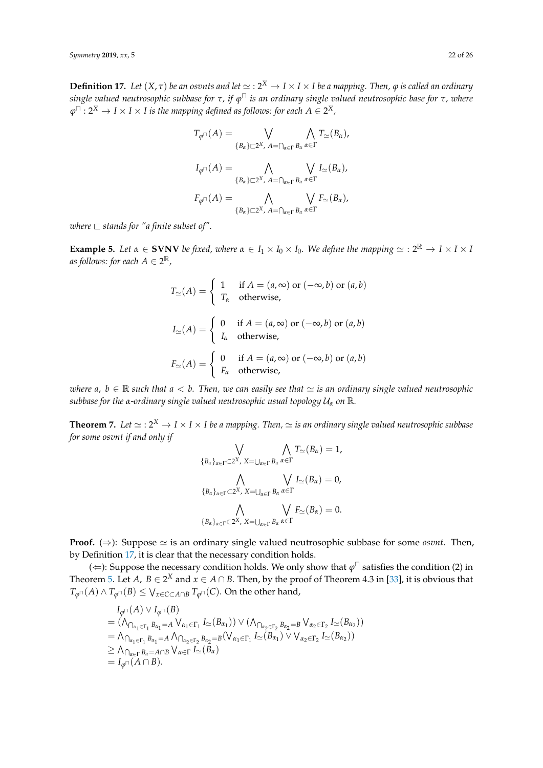**Definition 17.** *Let $(X, \tau)$ be an osvnts and let $\simeq : 2^X \to I \times I \times I$ be a mapping. Then, $\varphi$ is called an ordinary single valued neutrosophic subbase for $\tau$, if $\varphi^{\sqcap}$ is an ordinary single valued neutrosophic base for $\tau$, where $\varphi^{\sqcap} : 2^X \to I \times I \times I$ is the mapping defined as follows: for each $A \in 2^X$,*

$$T_{\varphi^{\sqcap}}(A) = \bigvee_{\{B_\alpha\} \sqsubset 2^X,\ A = \bigcap_{\alpha \in \Gamma} B_\alpha} \bigwedge_{\alpha \in \Gamma} T_{\simeq}(B_\alpha),$$

$$I_{\varphi^{\sqcap}}(A) = \bigwedge_{\{B_\alpha\} \sqsubset 2^X,\ A = \bigcap_{\alpha \in \Gamma} B_\alpha} \bigvee_{\alpha \in \Gamma} I_{\simeq}(B_\alpha),$$

$$F_{\varphi^{\sqcap}}(A) = \bigwedge_{\{B_\alpha\} \sqsubset 2^X,\ A = \bigcap_{\alpha \in \Gamma} B_\alpha} \bigvee_{\alpha \in \Gamma} F_{\simeq}(B_\alpha),$$

*where $\sqsubset$ stands for "a finite subset of".*

**Example 5.** *Let $\alpha \in$ **SVNV** be fixed, where $\alpha \in I_1 \times I_0 \times I_0$. We define the mapping $\simeq : 2^{\mathbb{R}} \to I \times I \times I$ as follows: for each $A \in 2^{\mathbb{R}}$,*

$$T_{\simeq}(A) = \begin{cases} 1 & \text{if } A = (a, \infty) \text{ or } (-\infty, b) \text{ or } (a, b) \\ T_\alpha & \text{otherwise,} \end{cases}$$

$$I_{\simeq}(A) = \begin{cases} 0 & \text{if } A = (a, \infty) \text{ or } (-\infty, b) \text{ or } (a, b) \\ I_\alpha & \text{otherwise,} \end{cases}$$

$$F_{\simeq}(A) = \begin{cases} 0 & \text{if } A = (a, \infty) \text{ or } (-\infty, b) \text{ or } (a, b) \\ F_\alpha & \text{otherwise,} \end{cases}$$

*where $a,\ b \in \mathbb{R}$ such that $a < b$. Then, we can easily see that $\simeq$ is an ordinary single valued neutrosophic subbase for the $\alpha$-ordinary single valued neutrosophic usual topology $\mathcal{U}_\alpha$ on $\mathbb{R}$.*

**Theorem 7.** *Let $\simeq : 2^X \to I \times I \times I$ be a mapping. Then, $\simeq$ is an ordinary single valued neutrosophic subbase for some osvnt if and only if*

$$\bigvee_{\{B_\alpha\}_{\alpha \in \Gamma} \subset 2^X,\ X = \bigcup_{\alpha \in \Gamma} B_\alpha} \bigwedge_{\alpha \in \Gamma} T_{\simeq}(B_\alpha) = 1,$$

$$\bigwedge_{\{B_\alpha\}_{\alpha \in \Gamma} \subset 2^X,\ X = \bigcup_{\alpha \in \Gamma} B_\alpha} \bigvee_{\alpha \in \Gamma} I_{\simeq}(B_\alpha) = 0,$$

$$\bigwedge_{\{B_\alpha\}_{\alpha \in \Gamma} \subset 2^X,\ X = \bigcup_{\alpha \in \Gamma} B_\alpha} \bigvee_{\alpha \in \Gamma} F_{\simeq}(B_\alpha) = 0.$$

**Proof.** ($\Rightarrow$): Suppose $\simeq$ is an ordinary single valued neutrosophic subbase for some *osvnt*. Then, by Definition 17, it is clear that the necessary condition holds.

($\Leftarrow$): Suppose the necessary condition holds. We only show that $\varphi^{\sqcap}$ satisfies the condition (2) in Theorem 5. Let $A,\ B \in 2^X$ and $x \in A \cap B$. Then, by the proof of Theorem 4.3 in [33], it is obvious that $T_{\varphi^{\sqcap}}(A) \wedge T_{\varphi^{\sqcap}}(B) \leq \bigvee_{x \in C \subset A \cap B} T_{\varphi^{\sqcap}}(C)$. On the other hand,

$$\begin{aligned}
&I_{\varphi^{\sqcap}}(A) \vee I_{\varphi^{\sqcap}}(B) \\
&= \left(\bigwedge_{\bigcap_{\alpha_1 \in \Gamma_1} B_{\alpha_1} = A} \bigvee_{\alpha_1 \in \Gamma_1} I_{\simeq}(B_{\alpha_1})\right) \vee \left(\bigwedge_{\bigcap_{\alpha_2 \in \Gamma_2} B_{\alpha_2} = B} \bigvee_{\alpha_2 \in \Gamma_2} I_{\simeq}(B_{\alpha_2})\right) \\
&= \bigwedge_{\bigcap_{\alpha_1 \in \Gamma_1} B_{\alpha_1} = A} \bigwedge_{\bigcap_{\alpha_2 \in \Gamma_2} B_{\alpha_2} = B} \left(\bigvee_{\alpha_1 \in \Gamma_1} I_{\simeq}(B_{\alpha_1}) \vee \bigvee_{\alpha_2 \in \Gamma_2} I_{\simeq}(B_{\alpha_2})\right) \\
&\geq \bigwedge_{\bigcap_{\alpha \in \Gamma} B_\alpha = A \cap B} \bigvee_{\alpha \in \Gamma} I_{\simeq}(B_\alpha) \\
&= I_{\varphi^{\sqcap}}(A \cap B).
\end{aligned}$$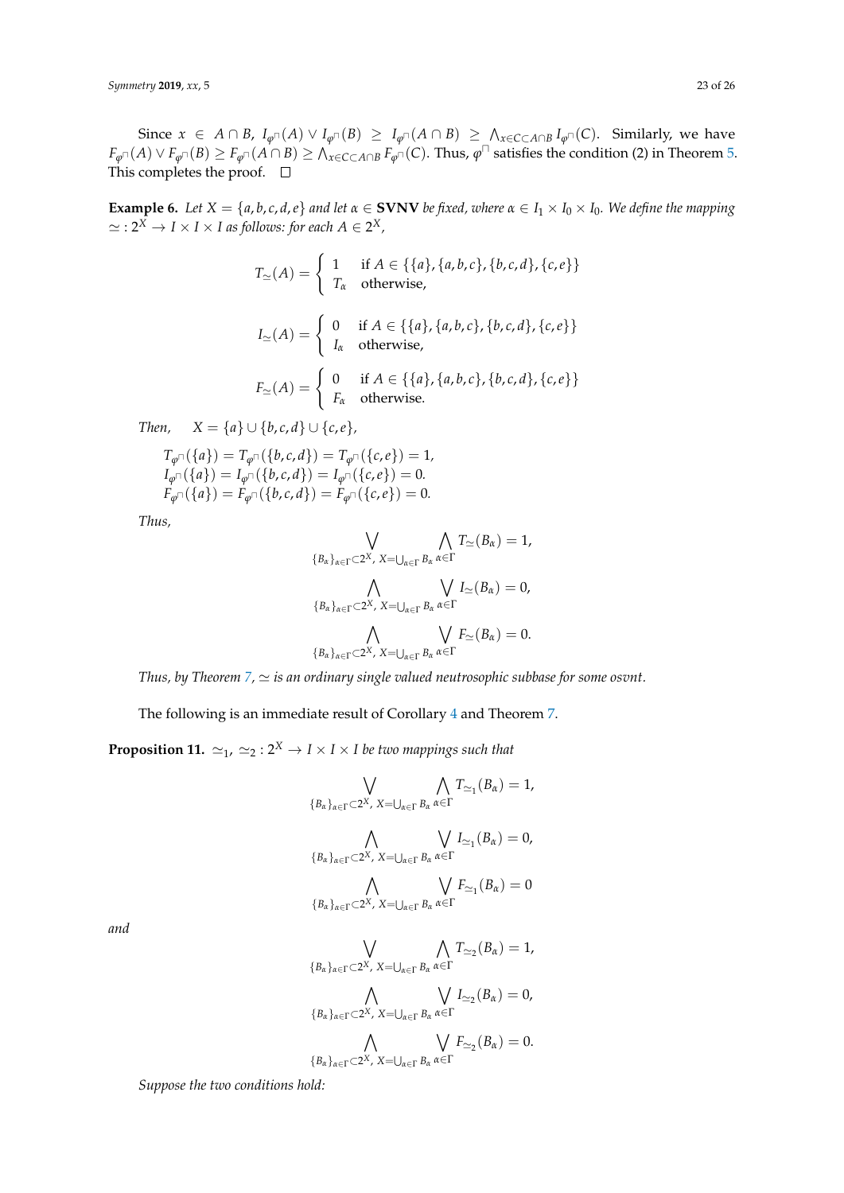Since $x \in A \cap B$, $I_{\varphi^{\sqcap}}(A) \vee I_{\varphi^{\sqcap}}(B) \geq I_{\varphi^{\sqcap}}(A \cap B) \geq \bigwedge_{x \in C \subset A \cap B} I_{\varphi^{\sqcap}}(C)$. Similarly, we have $F_{\varphi^{\sqcap}}(A) \vee F_{\varphi^{\sqcap}}(B) \geq F_{\varphi^{\sqcap}}(A \cap B) \geq \bigwedge_{x \in C \subset A \cap B} F_{\varphi^{\sqcap}}(C)$. Thus, $\varphi^{\sqcap}$ satisfies the condition (2) in Theorem 5. This completes the proof. □

**Example 6.** *Let $X = \{a, b, c, d, e\}$ and let $\alpha \in$ **SVNV** be fixed, where $\alpha \in I_1 \times I_0 \times I_0$. We define the mapping $\simeq : 2^X \to I \times I \times I$ as follows: for each $A \in 2^X$,*

$$T_{\simeq}(A) = \begin{cases} 1 & \text{if } A \in \{\{a\}, \{a,b,c\}, \{b,c,d\}, \{c,e\}\} \\ T_\alpha & \text{otherwise,} \end{cases}$$

$$I_{\simeq}(A) = \begin{cases} 0 & \text{if } A \in \{\{a\}, \{a,b,c\}, \{b,c,d\}, \{c,e\}\} \\ I_\alpha & \text{otherwise,} \end{cases}$$

$$F_{\simeq}(A) = \begin{cases} 0 & \text{if } A \in \{\{a\}, \{a,b,c\}, \{b,c,d\}, \{c,e\}\} \\ F_\alpha & \text{otherwise.} \end{cases}$$

*Then,* $\quad X = \{a\} \cup \{b,c,d\} \cup \{c,e\}$,

$$T_{\varphi^{\sqcap}}(\{a\}) = T_{\varphi^{\sqcap}}(\{b,c,d\}) = T_{\varphi^{\sqcap}}(\{c,e\}) = 1,$$
$$I_{\varphi^{\sqcap}}(\{a\}) = I_{\varphi^{\sqcap}}(\{b,c,d\}) = I_{\varphi^{\sqcap}}(\{c,e\}) = 0.$$
$$F_{\varphi^{\sqcap}}(\{a\}) = F_{\varphi^{\sqcap}}(\{b,c,d\}) = F_{\varphi^{\sqcap}}(\{c,e\}) = 0.$$

*Thus,*

$$\bigvee_{\{B_\alpha\}_{\alpha \in \Gamma} \subset 2^X,\ X = \bigcup_{\alpha \in \Gamma} B_\alpha} \bigwedge_{\alpha \in \Gamma} T_{\simeq}(B_\alpha) = 1,$$

$$\bigwedge_{\{B_\alpha\}_{\alpha \in \Gamma} \subset 2^X,\ X = \bigcup_{\alpha \in \Gamma} B_\alpha} \bigvee_{\alpha \in \Gamma} I_{\simeq}(B_\alpha) = 0,$$

$$\bigwedge_{\{B_\alpha\}_{\alpha \in \Gamma} \subset 2^X,\ X = \bigcup_{\alpha \in \Gamma} B_\alpha} \bigvee_{\alpha \in \Gamma} F_{\simeq}(B_\alpha) = 0.$$

*Thus, by Theorem 7, $\simeq$ is an ordinary single valued neutrosophic subbase for some osvnt.*

The following is an immediate result of Corollary 4 and Theorem 7.

**Proposition 11.** *$\simeq_1$, $\simeq_2 : 2^X \to I \times I \times I$ be two mappings such that*

$$\bigvee_{\{B_\alpha\}_{\alpha \in \Gamma} \subset 2^X,\ X = \bigcup_{\alpha \in \Gamma} B_\alpha} \bigwedge_{\alpha \in \Gamma} T_{\simeq_1}(B_\alpha) = 1,$$

$$\bigwedge_{\{B_\alpha\}_{\alpha \in \Gamma} \subset 2^X,\ X = \bigcup_{\alpha \in \Gamma} B_\alpha} \bigvee_{\alpha \in \Gamma} I_{\simeq_1}(B_\alpha) = 0,$$

$$\bigwedge_{\{B_\alpha\}_{\alpha \in \Gamma} \subset 2^X,\ X = \bigcup_{\alpha \in \Gamma} B_\alpha} \bigvee_{\alpha \in \Gamma} F_{\simeq_1}(B_\alpha) = 0$$

*and*

$$\bigvee_{\{B_\alpha\}_{\alpha \in \Gamma} \subset 2^X,\ X = \bigcup_{\alpha \in \Gamma} B_\alpha} \bigwedge_{\alpha \in \Gamma} T_{\simeq_2}(B_\alpha) = 1,$$

$$\bigwedge_{\{B_\alpha\}_{\alpha \in \Gamma} \subset 2^X,\ X = \bigcup_{\alpha \in \Gamma} B_\alpha} \bigvee_{\alpha \in \Gamma} I_{\simeq_2}(B_\alpha) = 0,$$

$$\bigwedge_{\{B_\alpha\}_{\alpha \in \Gamma} \subset 2^X,\ X = \bigcup_{\alpha \in \Gamma} B_\alpha} \bigvee_{\alpha \in \Gamma} F_{\simeq_2}(B_\alpha) = 0.$$

*Suppose the two conditions hold:*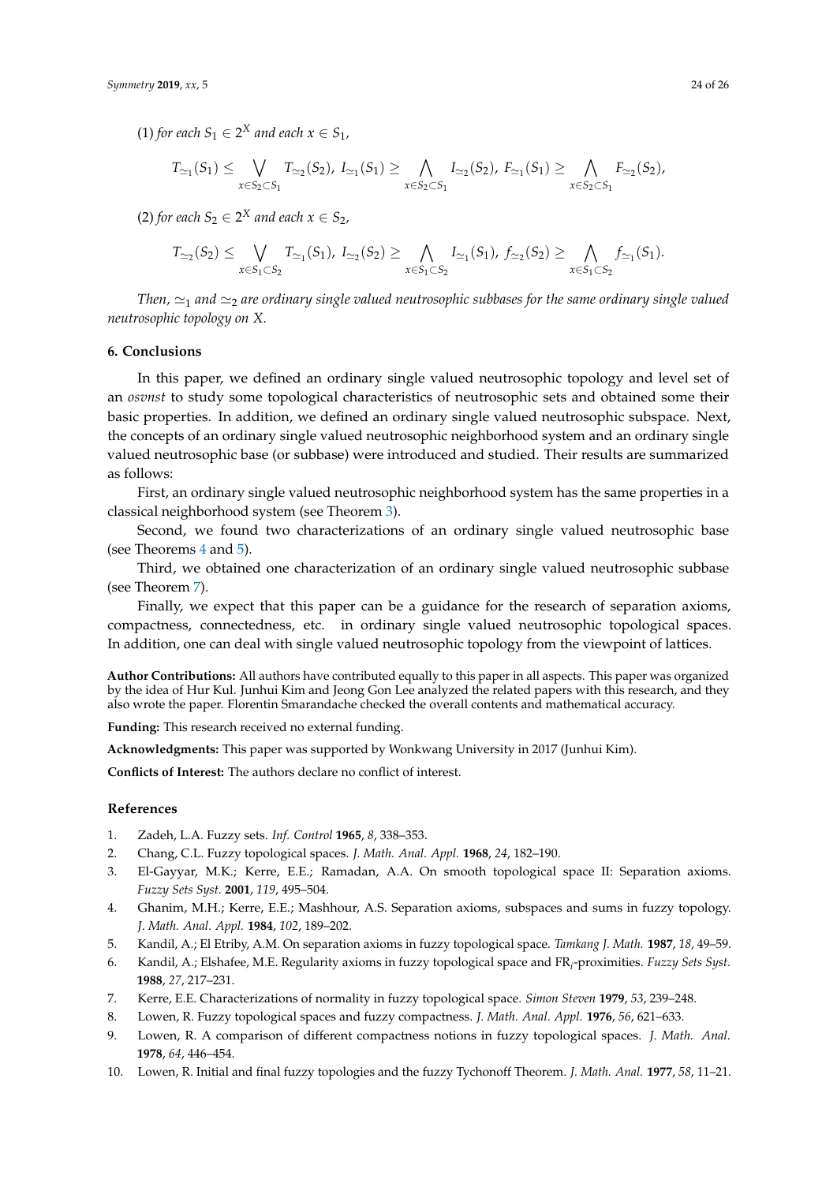(1) *for each* $S_1 \in 2^X$ *and each* $x \in S_1$,

$$T_{\simeq_1}(S_1) \leq \bigvee_{x \in S_2 \subset S_1} T_{\simeq_2}(S_2),\ I_{\simeq_1}(S_1) \geq \bigwedge_{x \in S_2 \subset S_1} I_{\simeq_2}(S_2),\ F_{\simeq_1}(S_1) \geq \bigwedge_{x \in S_2 \subset S_1} F_{\simeq_2}(S_2),$$

(2) *for each* $S_2 \in 2^X$ *and each* $x \in S_2$,

$$T_{\simeq_2}(S_2) \leq \bigvee_{x \in S_1 \subset S_2} T_{\simeq_1}(S_1),\ I_{\simeq_2}(S_2) \geq \bigwedge_{x \in S_1 \subset S_2} I_{\simeq_1}(S_1),\ f_{\simeq_2}(S_2) \geq \bigwedge_{x \in S_1 \subset S_2} f_{\simeq_1}(S_1).$$

*Then,* $\simeq_1$ *and* $\simeq_2$ *are ordinary single valued neutrosophic subbases for the same ordinary single valued neutrosophic topology on* $X$.

## 6. Conclusions

In this paper, we defined an ordinary single valued neutrosophic topology and level set of an *osvnst* to study some topological characteristics of neutrosophic sets and obtained some their basic properties. In addition, we defined an ordinary single valued neutrosophic subspace. Next, the concepts of an ordinary single valued neutrosophic neighborhood system and an ordinary single valued neutrosophic base (or subbase) were introduced and studied. Their results are summarized as follows:

First, an ordinary single valued neutrosophic neighborhood system has the same properties in a classical neighborhood system (see Theorem 3).

Second, we found two characterizations of an ordinary single valued neutrosophic base (see Theorems 4 and 5).

Third, we obtained one characterization of an ordinary single valued neutrosophic subbase (see Theorem 7).

Finally, we expect that this paper can be a guidance for the research of separation axioms, compactness, connectedness, etc. in ordinary single valued neutrosophic topological spaces. In addition, one can deal with single valued neutrosophic topology from the viewpoint of lattices.

**Author Contributions:** All authors have contributed equally to this paper in all aspects. This paper was organized by the idea of Hur Kul. Junhui Kim and Jeong Gon Lee analyzed the related papers with this research, and they also wrote the paper. Florentin Smarandache checked the overall contents and mathematical accuracy.

**Funding:** This research received no external funding.

**Acknowledgments:** This paper was supported by Wonkwang University in 2017 (Junhui Kim).

**Conflicts of Interest:** The authors declare no conflict of interest.

## References

1. Zadeh, L.A. Fuzzy sets. *Inf. Control* **1965**, *8*, 338–353.
2. Chang, C.L. Fuzzy topological spaces. *J. Math. Anal. Appl.* **1968**, *24*, 182–190.
3. El-Gayyar, M.K.; Kerre, E.E.; Ramadan, A.A. On smooth topological space II: Separation axioms. *Fuzzy Sets Syst.* **2001**, *119*, 495–504.
4. Ghanim, M.H.; Kerre, E.E.; Mashhour, A.S. Separation axioms, subspaces and sums in fuzzy topology. *J. Math. Anal. Appl.* **1984**, *102*, 189–202.
5. Kandil, A.; El Etriby, A.M. On separation axioms in fuzzy topological space. *Tamkang J. Math.* **1987**, *18*, 49–59.
6. Kandil, A.; Elshafee, M.E. Regularity axioms in fuzzy topological space and FR$_i$-proximities. *Fuzzy Sets Syst.* **1988**, *27*, 217–231.
7. Kerre, E.E. Characterizations of normality in fuzzy topological space. *Simon Steven* **1979**, *53*, 239–248.
8. Lowen, R. Fuzzy topological spaces and fuzzy compactness. *J. Math. Anal. Appl.* **1976**, *56*, 621–633.
9. Lowen, R. A comparison of different compactness notions in fuzzy topological spaces. *J. Math. Anal.* **1978**, *64*, 446–454.
10. Lowen, R. Initial and final fuzzy topologies and the fuzzy Tychonoff Theorem. *J. Math. Anal.* **1977**, *58*, 11–21.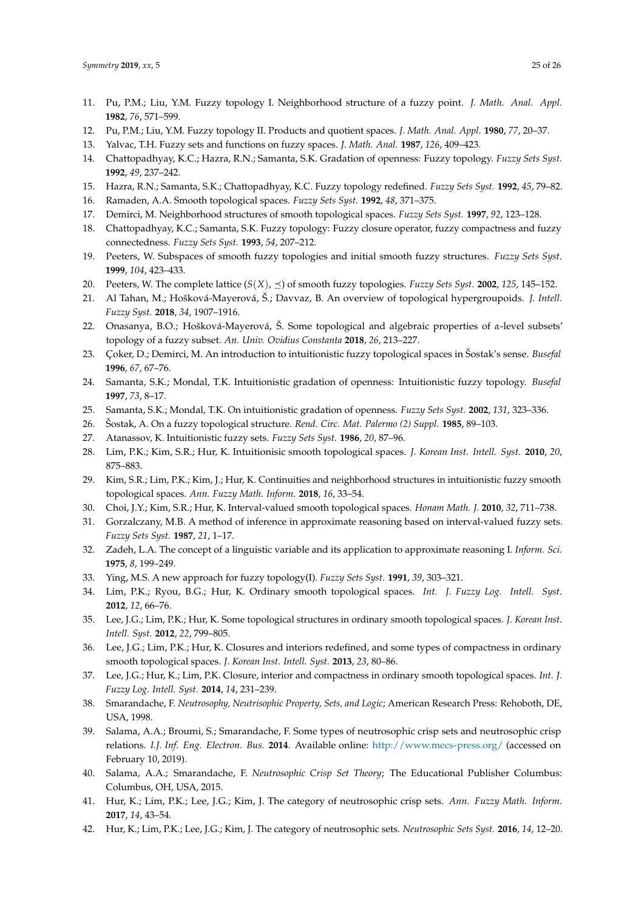11. Pu, P.M.; Liu, Y.M. Fuzzy topology I. Neighborhood structure of a fuzzy point. *J. Math. Anal. Appl.* **1982**, *76*, 571–599.
12. Pu, P.M.; Liu, Y.M. Fuzzy topology II. Products and quotient spaces. *J. Math. Anal. Appl.* **1980**, *77*, 20–37.
13. Yalvac, T.H. Fuzzy sets and functions on fuzzy spaces. *J. Math. Anal.* **1987**, *126*, 409–423.
14. Chattopadhyay, K.C.; Hazra, R.N.; Samanta, S.K. Gradation of openness: Fuzzy topology. *Fuzzy Sets Syst.* **1992**, *49*, 237–242.
15. Hazra, R.N.; Samanta, S.K.; Chattopadhyay, K.C. Fuzzy topology redefined. *Fuzzy Sets Syst.* **1992**, *45*, 79–82.
16. Ramaden, A.A. Smooth topological spaces. *Fuzzy Sets Syst.* **1992**, *48*, 371–375.
17. Demirci, M. Neighborhood structures of smooth topological spaces. *Fuzzy Sets Syst.* **1997**, *92*, 123–128.
18. Chattopadhyay, K.C.; Samanta, S.K. Fuzzy topology: Fuzzy closure operator, fuzzy compactness and fuzzy connectedness. *Fuzzy Sets Syst.* **1993**, *54*, 207–212.
19. Peeters, W. Subspaces of smooth fuzzy topologies and initial smooth fuzzy structures. *Fuzzy Sets Syst.* **1999**, *104*, 423–433.
20. Peeters, W. The complete lattice $(S(X), \preceq)$ of smooth fuzzy topologies. *Fuzzy Sets Syst.* **2002**, *125*, 145–152.
21. Al Tahan, M.; Hošková-Mayerová, Š.; Davvaz, B. An overview of topological hypergroupoids. *J. Intell. Fuzzy Syst.* **2018**, *34*, 1907–1916.
22. Onasanya, B.O.; Hošková-Mayerová, Š. Some topological and algebraic properties of $\alpha$-level subsets' topology of a fuzzy subset. *An. Univ. Ovidius Constanta* **2018**, *26*, 213–227.
23. Çoker, D.; Demirci, M. An introduction to intuitionistic fuzzy topological spaces in Šostak's sense. *Busefal* **1996**, *67*, 67–76.
24. Samanta, S.K.; Mondal, T.K. Intuitionistic gradation of openness: Intuitionistic fuzzy topology. *Busefal* **1997**, *73*, 8–17.
25. Samanta, S.K.; Mondal, T.K. On intuitionistic gradation of openness. *Fuzzy Sets Syst.* **2002**, *131*, 323–336.
26. Šostak, A. On a fuzzy topological structure. *Rend. Circ. Mat. Palermo (2) Suppl.* **1985**, 89–103.
27. Atanassov, K. Intuitionistic fuzzy sets. *Fuzzy Sets Syst.* **1986**, *20*, 87–96.
28. Lim, P.K.; Kim, S.R.; Hur, K. Intuitionisic smooth topological spaces. *J. Korean Inst. Intell. Syst.* **2010**, *20*, 875–883.
29. Kim, S.R.; Lim, P.K.; Kim, J.; Hur, K. Continuities and neighborhood structures in intuitionistic fuzzy smooth topological spaces. *Ann. Fuzzy Math. Inform.* **2018**, *16*, 33–54.
30. Choi, J.Y.; Kim, S.R.; Hur, K. Interval-valued smooth topological spaces. *Honam Math. J.* **2010**, *32*, 711–738.
31. Gorzalczany, M.B. A method of inference in approximate reasoning based on interval-valued fuzzy sets. *Fuzzy Sets Syst.* **1987**, *21*, 1–17.
32. Zadeh, L.A. The concept of a linguistic variable and its application to approximate reasoning I. *Inform. Sci.* **1975**, *8*, 199–249.
33. Ying, M.S. A new approach for fuzzy topology(I). *Fuzzy Sets Syst.* **1991**, *39*, 303–321.
34. Lim, P.K.; Ryou, B.G.; Hur, K. Ordinary smooth topological spaces. *Int. J. Fuzzy Log. Intell. Syst.* **2012**, *12*, 66–76.
35. Lee, J.G.; Lim, P.K.; Hur, K. Some topological structures in ordinary smooth topological spaces. *J. Korean Inst. Intell. Syst.* **2012**, *22*, 799–805.
36. Lee, J.G.; Lim, P.K.; Hur, K. Closures and interiors redefined, and some types of compactness in ordinary smooth topological spaces. *J. Korean Inst. Intell. Syst.* **2013**, *23*, 80–86.
37. Lee, J.G.; Hur, K.; Lim, P.K. Closure, interior and compactness in ordinary smooth topological spaces. *Int. J. Fuzzy Log. Intell. Syst.* **2014**, *14*, 231–239.
38. Smarandache, F. *Neutrosophy, Neutrisophic Property, Sets, and Logic*; American Research Press: Rehoboth, DE, USA, 1998.
39. Salama, A.A.; Broumi, S.; Smarandache, F. Some types of neutrosophic crisp sets and neutrosophic crisp relations. *I.J. Inf. Eng. Electron. Bus.* **2014**. Available online: http://www.mecs-press.org/ (accessed on February 10, 2019).
40. Salama, A.A.; Smarandache, F. *Neutrosophic Crisp Set Theory*; The Educational Publisher Columbus: Columbus, OH, USA, 2015.
41. Hur, K.; Lim, P.K.; Lee, J.G.; Kim, J. The category of neutrosophic crisp sets. *Ann. Fuzzy Math. Inform.* **2017**, *14*, 43–54.
42. Hur, K.; Lim, P.K.; Lee, J.G.; Kim, J. The category of neutrosophic sets. *Neutrosophic Sets Syst.* **2016**, *14*, 12–20.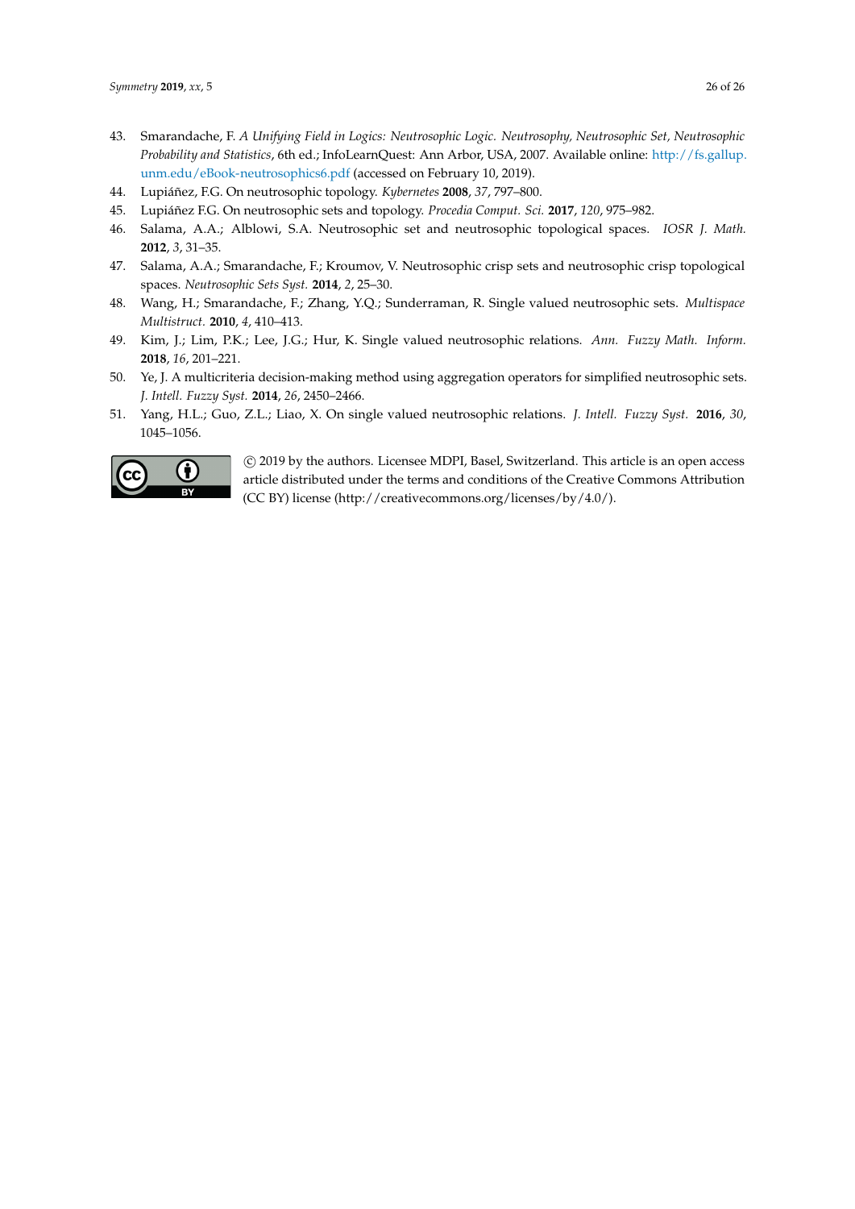43. Smarandache, F. *A Unifying Field in Logics: Neutrosophic Logic. Neutrosophy, Neutrosophic Set, Neutrosophic Probability and Statistics*, 6th ed.; InfoLearnQuest: Ann Arbor, USA, 2007. Available online: http://fs.gallup.unm.edu/eBook-neutrosophics6.pdf (accessed on February 10, 2019).
44. Lupiáñez, F.G. On neutrosophic topology. *Kybernetes* **2008**, *37*, 797–800.
45. Lupiáñez F.G. On neutrosophic sets and topology. *Procedia Comput. Sci.* **2017**, *120*, 975–982.
46. Salama, A.A.; Alblowi, S.A. Neutrosophic set and neutrosophic topological spaces. *IOSR J. Math.* **2012**, *3*, 31–35.
47. Salama, A.A.; Smarandache, F.; Kroumov, V. Neutrosophic crisp sets and neutrosophic crisp topological spaces. *Neutrosophic Sets Syst.* **2014**, *2*, 25–30.
48. Wang, H.; Smarandache, F.; Zhang, Y.Q.; Sunderraman, R. Single valued neutrosophic sets. *Multispace Multistruct.* **2010**, *4*, 410–413.
49. Kim, J.; Lim, P.K.; Lee, J.G.; Hur, K. Single valued neutrosophic relations. *Ann. Fuzzy Math. Inform.* **2018**, *16*, 201–221.
50. Ye, J. A multicriteria decision-making method using aggregation operators for simplified neutrosophic sets. *J. Intell. Fuzzy Syst.* **2014**, *26*, 2450–2466.
51. Yang, H.L.; Guo, Z.L.; Liao, X. On single valued neutrosophic relations. *J. Intell. Fuzzy Syst.* **2016**, *30*, 1045–1056.

© 2019 by the authors. Licensee MDPI, Basel, Switzerland. This article is an open access article distributed under the terms and conditions of the Creative Commons Attribution (CC BY) license (http://creativecommons.org/licenses/by/4.0/).